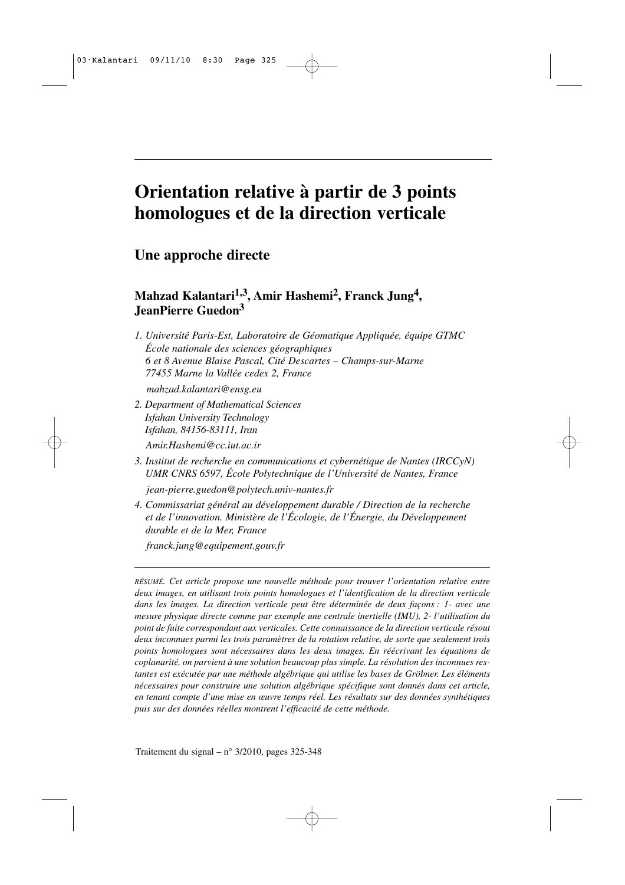# Orientation relative à partir de 3 points homologues et de la direction verticale

## Une approche directe

**Mahzad Kalantari[1,3], Amir Hashemi[2], Franck Jung[4], JeanPierre Guedon[3]**

*1. Université Paris-Est, Laboratoire de Géomatique Appliquée, équipe GTMC*
*École nationale des sciences géographiques*
*6 et 8 Avenue Blaise Pascal, Cité Descartes – Champs-sur-Marne*
*77455 Marne la Vallée cedex 2, France*

*mahzad.kalantari@ensg.eu*

*2. Department of Mathematical Sciences*
*Isfahan University Technology*
*Isfahan, 84156-83111, Iran*

*Amir.Hashemi@cc.iut.ac.ir*

*3. Institut de recherche en communications et cybernétique de Nantes (IRCCyN)*
*UMR CNRS 6597, École Polytechnique de l'Université de Nantes, France*

*jean-pierre.guedon@polytech.univ-nantes.fr*

*4. Commissariat général au développement durable / Direction de la recherche et de l'innovation. Ministère de l'Écologie, de l'Énergie, du Développement durable et de la Mer, France*

*franck.jung@equipement.gouv.fr*

*RÉSUMÉ. Cet article propose une nouvelle méthode pour trouver l'orientation relative entre deux images, en utilisant trois points homologues et l'identification de la direction verticale dans les images. La direction verticale peut être déterminée de deux façons : 1- avec une mesure physique directe comme par exemple une centrale inertielle (IMU), 2- l'utilisation du point de fuite correspondant aux verticales. Cette connaissance de la direction verticale résout deux inconnues parmi les trois paramètres de la rotation relative, de sorte que seulement trois points homologues sont nécessaires dans les deux images. En réécrivant les équations de coplanarité, on parvient à une solution beaucoup plus simple. La résolution des inconnues restantes est exécutée par une méthode algébrique qui utilise les bases de Gröbner. Les éléments nécessaires pour construire une solution algébrique spécifique sont donnés dans cet article, en tenant compte d'une mise en œuvre temps réel. Les résultats sur des données synthétiques puis sur des données réelles montrent l'efficacité de cette méthode.*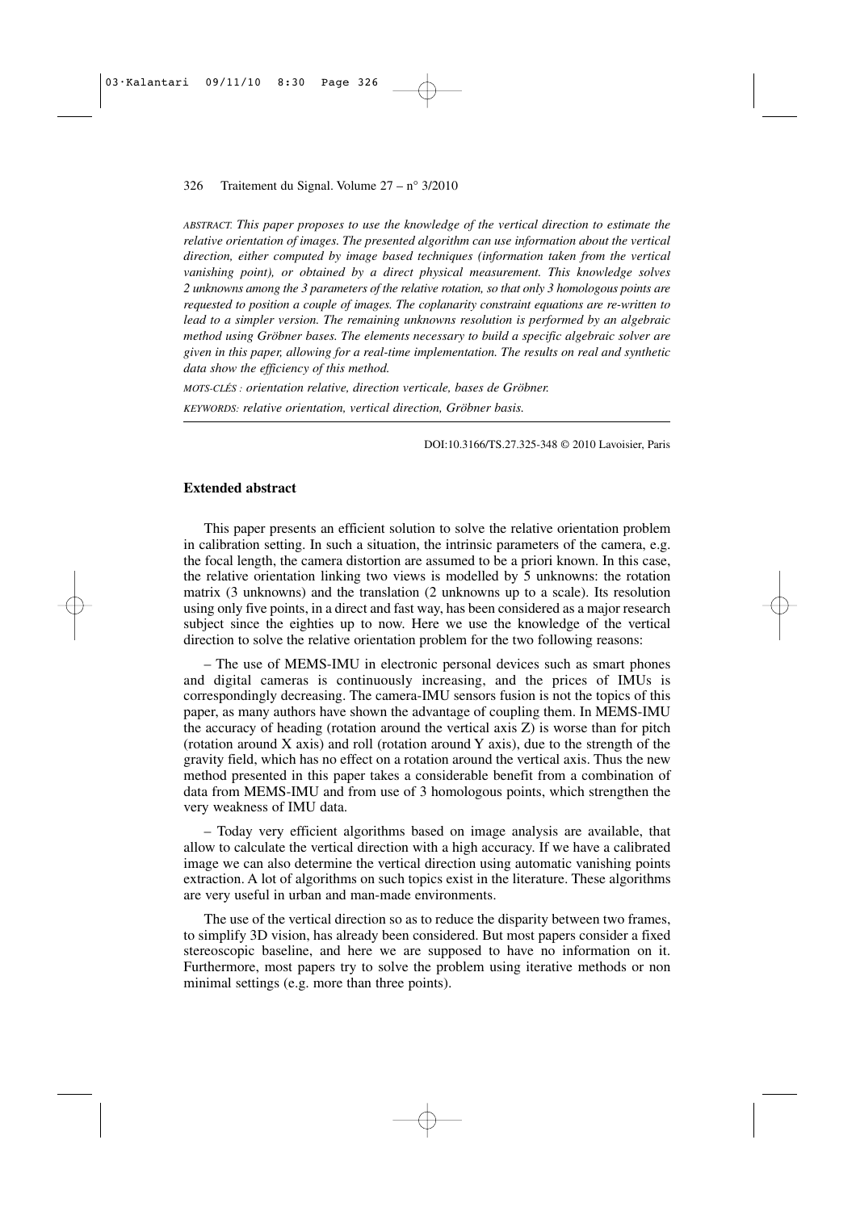*ABSTRACT. This paper proposes to use the knowledge of the vertical direction to estimate the relative orientation of images. The presented algorithm can use information about the vertical direction, either computed by image based techniques (information taken from the vertical vanishing point), or obtained by a direct physical measurement. This knowledge solves 2 unknowns among the 3 parameters of the relative rotation, so that only 3 homologous points are requested to position a couple of images. The coplanarity constraint equations are re-written to lead to a simpler version. The remaining unknowns resolution is performed by an algebraic method using Gröbner bases. The elements necessary to build a specific algebraic solver are given in this paper, allowing for a real-time implementation. The results on real and synthetic data show the efficiency of this method.*

*MOTS-CLÉS : orientation relative, direction verticale, bases de Gröbner.*

*KEYWORDS: relative orientation, vertical direction, Gröbner basis.*

DOI:10.3166/TS.27.325-348 © 2010 Lavoisier, Paris

## Extended abstract

This paper presents an efficient solution to solve the relative orientation problem in calibration setting. In such a situation, the intrinsic parameters of the camera, e.g. the focal length, the camera distortion are assumed to be a priori known. In this case, the relative orientation linking two views is modelled by 5 unknowns: the rotation matrix (3 unknowns) and the translation (2 unknowns up to a scale). Its resolution using only five points, in a direct and fast way, has been considered as a major research subject since the eighties up to now. Here we use the knowledge of the vertical direction to solve the relative orientation problem for the two following reasons:

– The use of MEMS-IMU in electronic personal devices such as smart phones and digital cameras is continuously increasing, and the prices of IMUs is correspondingly decreasing. The camera-IMU sensors fusion is not the topics of this paper, as many authors have shown the advantage of coupling them. In MEMS-IMU the accuracy of heading (rotation around the vertical axis Z) is worse than for pitch (rotation around X axis) and roll (rotation around Y axis), due to the strength of the gravity field, which has no effect on a rotation around the vertical axis. Thus the new method presented in this paper takes a considerable benefit from a combination of data from MEMS-IMU and from use of 3 homologous points, which strengthen the very weakness of IMU data.

– Today very efficient algorithms based on image analysis are available, that allow to calculate the vertical direction with a high accuracy. If we have a calibrated image we can also determine the vertical direction using automatic vanishing points extraction. A lot of algorithms on such topics exist in the literature. These algorithms are very useful in urban and man-made environments.

The use of the vertical direction so as to reduce the disparity between two frames, to simplify 3D vision, has already been considered. But most papers consider a fixed stereoscopic baseline, and here we are supposed to have no information on it. Furthermore, most papers try to solve the problem using iterative methods or non minimal settings (e.g. more than three points).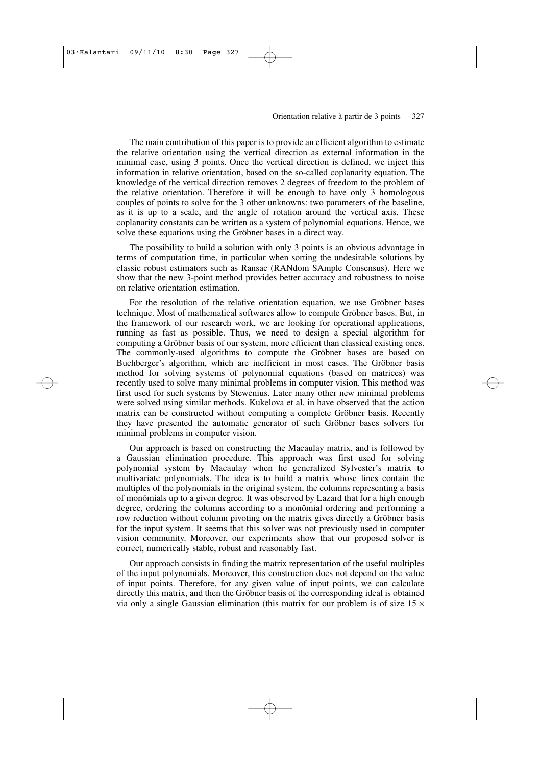The main contribution of this paper is to provide an efficient algorithm to estimate the relative orientation using the vertical direction as external information in the minimal case, using 3 points. Once the vertical direction is defined, we inject this information in relative orientation, based on the so-called coplanarity equation. The knowledge of the vertical direction removes 2 degrees of freedom to the problem of the relative orientation. Therefore it will be enough to have only 3 homologous couples of points to solve for the 3 other unknowns: two parameters of the baseline, as it is up to a scale, and the angle of rotation around the vertical axis. These coplanarity constants can be written as a system of polynomial equations. Hence, we solve these equations using the Gröbner bases in a direct way.

The possibility to build a solution with only 3 points is an obvious advantage in terms of computation time, in particular when sorting the undesirable solutions by classic robust estimators such as Ransac (RANdom SAmple Consensus). Here we show that the new 3-point method provides better accuracy and robustness to noise on relative orientation estimation.

For the resolution of the relative orientation equation, we use Gröbner bases technique. Most of mathematical softwares allow to compute Gröbner bases. But, in the framework of our research work, we are looking for operational applications, running as fast as possible. Thus, we need to design a special algorithm for computing a Gröbner basis of our system, more efficient than classical existing ones. The commonly-used algorithms to compute the Gröbner bases are based on Buchberger's algorithm, which are inefficient in most cases. The Gröbner basis method for solving systems of polynomial equations (based on matrices) was recently used to solve many minimal problems in computer vision. This method was first used for such systems by Stewenius. Later many other new minimal problems were solved using similar methods. Kukelova et al. in have observed that the action matrix can be constructed without computing a complete Gröbner basis. Recently they have presented the automatic generator of such Gröbner bases solvers for minimal problems in computer vision.

Our approach is based on constructing the Macaulay matrix, and is followed by a Gaussian elimination procedure. This approach was first used for solving polynomial system by Macaulay when he generalized Sylvester's matrix to multivariate polynomials. The idea is to build a matrix whose lines contain the multiples of the polynomials in the original system, the columns representing a basis of monômials up to a given degree. It was observed by Lazard that for a high enough degree, ordering the columns according to a monômial ordering and performing a row reduction without column pivoting on the matrix gives directly a Gröbner basis for the input system. It seems that this solver was not previously used in computer vision community. Moreover, our experiments show that our proposed solver is correct, numerically stable, robust and reasonably fast.

Our approach consists in finding the matrix representation of the useful multiples of the input polynomials. Moreover, this construction does not depend on the value of input points. Therefore, for any given value of input points, we can calculate directly this matrix, and then the Gröbner basis of the corresponding ideal is obtained via only a single Gaussian elimination (this matrix for our problem is of size $15 \times$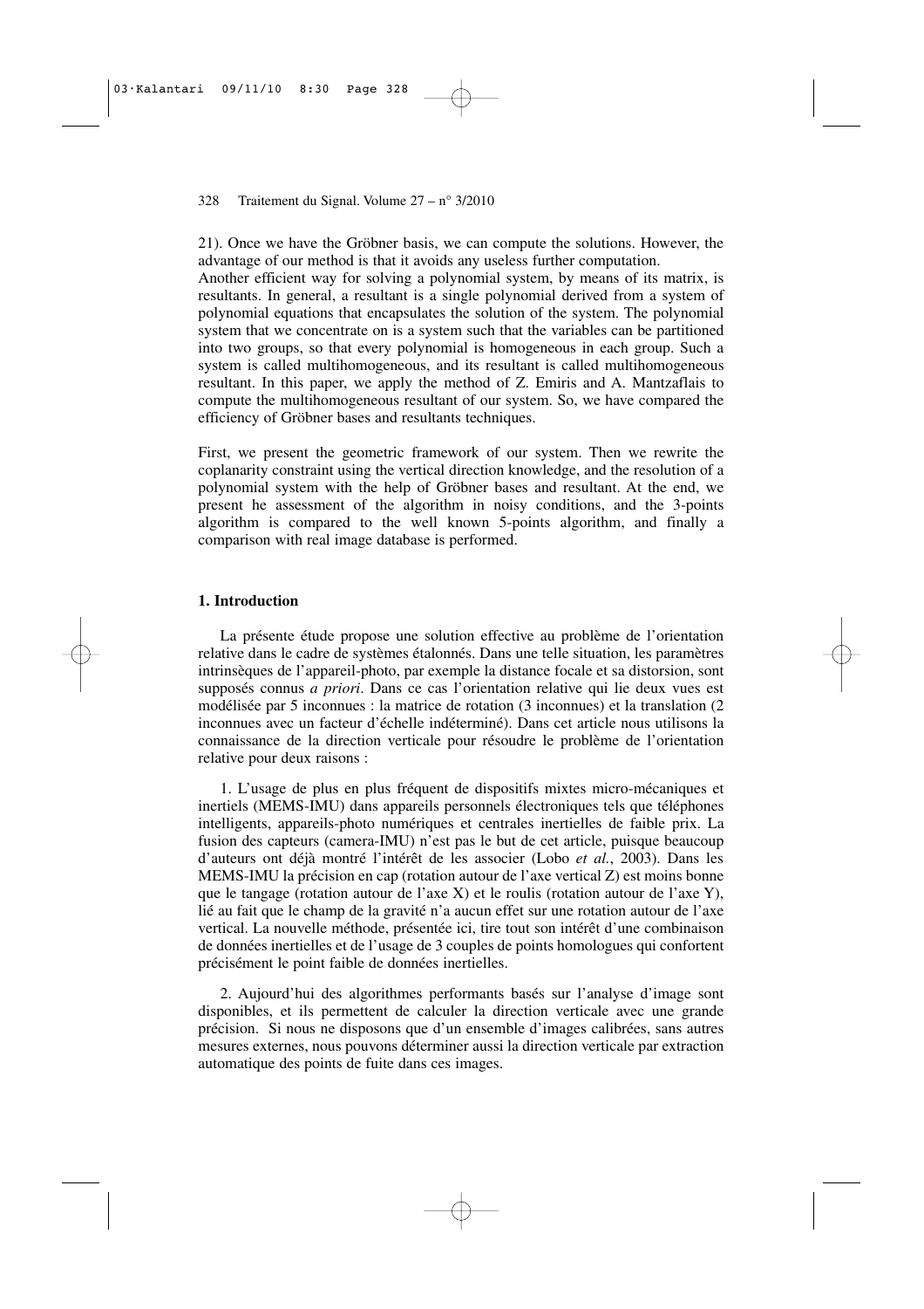21). Once we have the Gröbner basis, we can compute the solutions. However, the advantage of our method is that it avoids any useless further computation.
Another efficient way for solving a polynomial system, by means of its matrix, is resultants. In general, a resultant is a single polynomial derived from a system of polynomial equations that encapsulates the solution of the system. The polynomial system that we concentrate on is a system such that the variables can be partitioned into two groups, so that every polynomial is homogeneous in each group. Such a system is called multihomogeneous, and its resultant is called multihomogeneous resultant. In this paper, we apply the method of Z. Emiris and A. Mantzaflais to compute the multihomogeneous resultant of our system. So, we have compared the efficiency of Gröbner bases and resultants techniques.

First, we present the geometric framework of our system. Then we rewrite the coplanarity constraint using the vertical direction knowledge, and the resolution of a polynomial system with the help of Gröbner bases and resultant. At the end, we present he assessment of the algorithm in noisy conditions, and the 3-points algorithm is compared to the well known 5-points algorithm, and finally a comparison with real image database is performed.

## 1. Introduction

La présente étude propose une solution effective au problème de l'orientation relative dans le cadre de systèmes étalonnés. Dans une telle situation, les paramètres intrinsèques de l'appareil-photo, par exemple la distance focale et sa distorsion, sont supposés connus *a priori*. Dans ce cas l'orientation relative qui lie deux vues est modélisée par 5 inconnues : la matrice de rotation (3 inconnues) et la translation (2 inconnues avec un facteur d'échelle indéterminé). Dans cet article nous utilisons la connaissance de la direction verticale pour résoudre le problème de l'orientation relative pour deux raisons :

1. L'usage de plus en plus fréquent de dispositifs mixtes micro-mécaniques et inertiels (MEMS-IMU) dans appareils personnels électroniques tels que téléphones intelligents, appareils-photo numériques et centrales inertielles de faible prix. La fusion des capteurs (camera-IMU) n'est pas le but de cet article, puisque beaucoup d'auteurs ont déjà montré l'intérêt de les associer (Lobo *et al.*, 2003). Dans les MEMS-IMU la précision en cap (rotation autour de l'axe vertical Z) est moins bonne que le tangage (rotation autour de l'axe X) et le roulis (rotation autour de l'axe Y), lié au fait que le champ de la gravité n'a aucun effet sur une rotation autour de l'axe vertical. La nouvelle méthode, présentée ici, tire tout son intérêt d'une combinaison de données inertielles et de l'usage de 3 couples de points homologues qui confortent précisément le point faible de données inertielles.

2. Aujourd'hui des algorithmes performants basés sur l'analyse d'image sont disponibles, et ils permettent de calculer la direction verticale avec une grande précision. Si nous ne disposons que d'un ensemble d'images calibrées, sans autres mesures externes, nous pouvons déterminer aussi la direction verticale par extraction automatique des points de fuite dans ces images.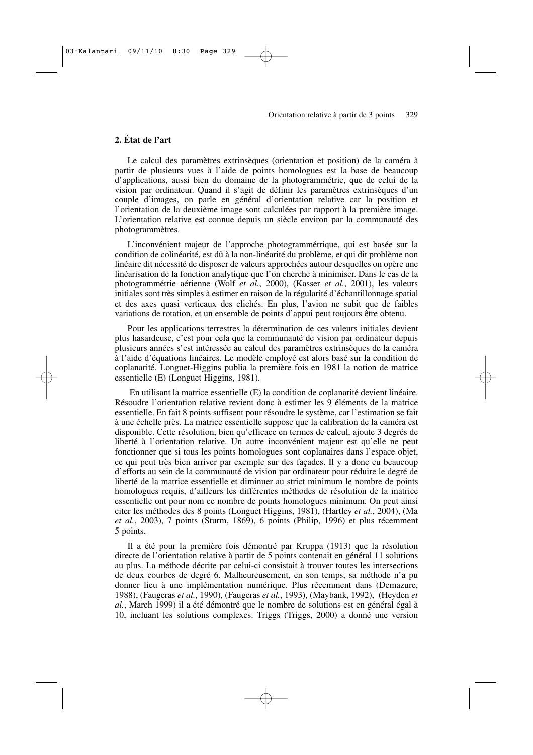## 2. État de l'art

Le calcul des paramètres extrinsèques (orientation et position) de la caméra à partir de plusieurs vues à l'aide de points homologues est la base de beaucoup d'applications, aussi bien du domaine de la photogrammétrie, que de celui de la vision par ordinateur. Quand il s'agit de définir les paramètres extrinsèques d'un couple d'images, on parle en général d'orientation relative car la position et l'orientation de la deuxième image sont calculées par rapport à la première image. L'orientation relative est connue depuis un siècle environ par la communauté des photogrammètres.

L'inconvénient majeur de l'approche photogrammétrique, qui est basée sur la condition de colinéarité, est dû à la non-linéarité du problème, et qui dit problème non linéaire dit nécessité de disposer de valeurs approchées autour desquelles on opère une linéarisation de la fonction analytique que l'on cherche à minimiser. Dans le cas de la photogrammétrie aérienne (Wolf *et al.*, 2000), (Kasser *et al.*, 2001), les valeurs initiales sont très simples à estimer en raison de la régularité d'échantillonnage spatial et des axes quasi verticaux des clichés. En plus, l'avion ne subit que de faibles variations de rotation, et un ensemble de points d'appui peut toujours être obtenu.

Pour les applications terrestres la détermination de ces valeurs initiales devient plus hasardeuse, c'est pour cela que la communauté de vision par ordinateur depuis plusieurs années s'est intéressée au calcul des paramètres extrinsèques de la caméra à l'aide d'équations linéaires. Le modèle employé est alors basé sur la condition de coplanarité. Longuet-Higgins publia la première fois en 1981 la notion de matrice essentielle (E) (Longuet Higgins, 1981).

En utilisant la matrice essentielle (E) la condition de coplanarité devient linéaire. Résoudre l'orientation relative revient donc à estimer les 9 éléments de la matrice essentielle. En fait 8 points suffisent pour résoudre le système, car l'estimation se fait à une échelle près. La matrice essentielle suppose que la calibration de la caméra est disponible. Cette résolution, bien qu'efficace en termes de calcul, ajoute 3 degrés de liberté à l'orientation relative. Un autre inconvénient majeur est qu'elle ne peut fonctionner que si tous les points homologues sont coplanaires dans l'espace objet, ce qui peut très bien arriver par exemple sur des façades. Il y a donc eu beaucoup d'efforts au sein de la communauté de vision par ordinateur pour réduire le degré de liberté de la matrice essentielle et diminuer au strict minimum le nombre de points homologues requis, d'ailleurs les différentes méthodes de résolution de la matrice essentielle ont pour nom ce nombre de points homologues minimum. On peut ainsi citer les méthodes des 8 points (Longuet Higgins, 1981), (Hartley *et al.*, 2004), (Ma *et al.*, 2003), 7 points (Sturm, 1869), 6 points (Philip, 1996) et plus récemment 5 points.

Il a été pour la première fois démontré par Kruppa (1913) que la résolution directe de l'orientation relative à partir de 5 points contenait en général 11 solutions au plus. La méthode décrite par celui-ci consistait à trouver toutes les intersections de deux courbes de degré 6. Malheureusement, en son temps, sa méthode n'a pu donner lieu à une implémentation numérique. Plus récemment dans (Demazure, 1988), (Faugeras *et al.*, 1990), (Faugeras *et al.*, 1993), (Maybank, 1992), (Heyden *et al.*, March 1999) il a été démontré que le nombre de solutions est en général égal à 10, incluant les solutions complexes. Triggs (Triggs, 2000) a donné une version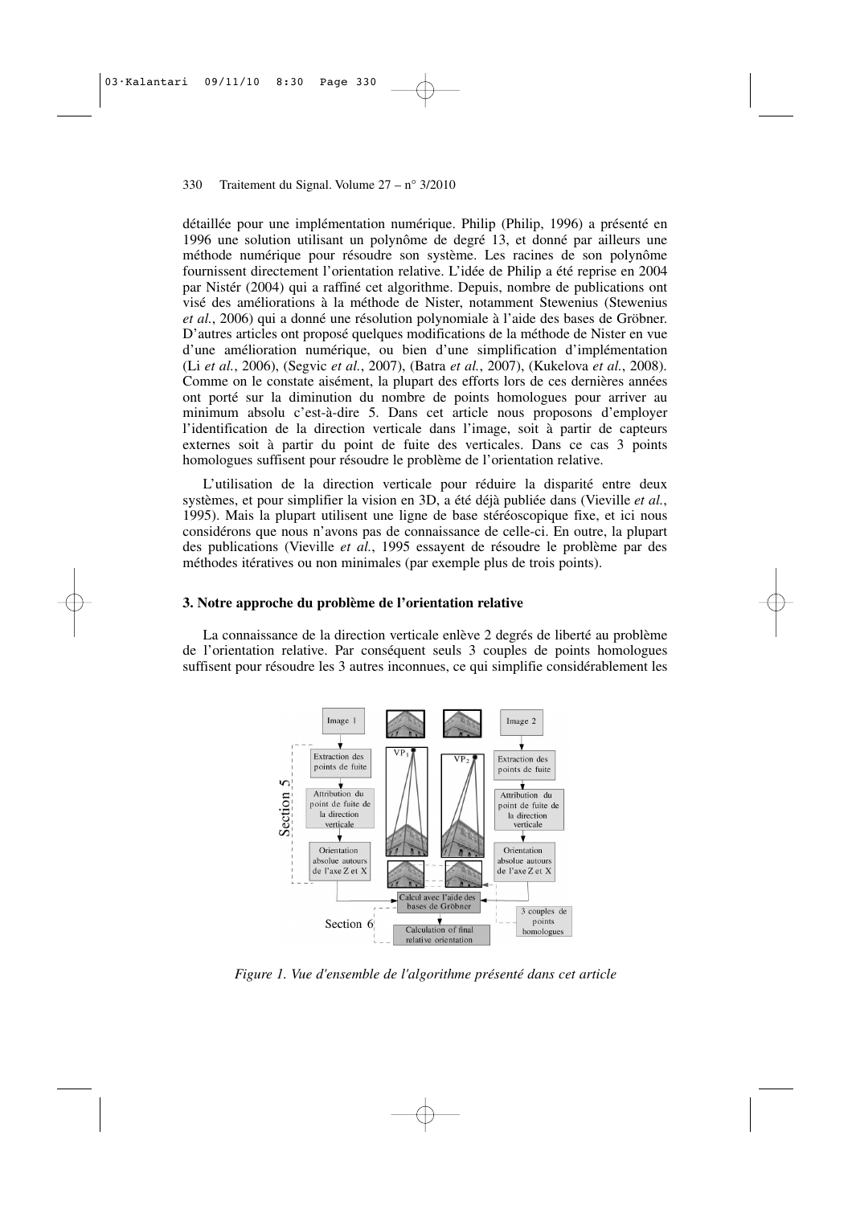détaillée pour une implémentation numérique. Philip (Philip, 1996) a présenté en 1996 une solution utilisant un polynôme de degré 13, et donné par ailleurs une méthode numérique pour résoudre son système. Les racines de son polynôme fournissent directement l'orientation relative. L'idée de Philip a été reprise en 2004 par Nistér (2004) qui a raffiné cet algorithme. Depuis, nombre de publications ont visé des améliorations à la méthode de Nister, notamment Stewenius (Stewenius *et al.*, 2006) qui a donné une résolution polynomiale à l'aide des bases de Gröbner. D'autres articles ont proposé quelques modifications de la méthode de Nister en vue d'une amélioration numérique, ou bien d'une simplification d'implémentation (Li *et al.*, 2006), (Segvic *et al.*, 2007), (Batra *et al.*, 2007), (Kukelova *et al.*, 2008). Comme on le constate aisément, la plupart des efforts lors de ces dernières années ont porté sur la diminution du nombre de points homologues pour arriver au minimum absolu c'est-à-dire 5. Dans cet article nous proposons d'employer l'identification de la direction verticale dans l'image, soit à partir de capteurs externes soit à partir du point de fuite des verticales. Dans ce cas 3 points homologues suffisent pour résoudre le problème de l'orientation relative.

L'utilisation de la direction verticale pour réduire la disparité entre deux systèmes, et pour simplifier la vision en 3D, a été déjà publiée dans (Vieville *et al.*, 1995). Mais la plupart utilisent une ligne de base stéréoscopique fixe, et ici nous considérons que nous n'avons pas de connaissance de celle-ci. En outre, la plupart des publications (Vieville *et al.*, 1995 essayent de résoudre le problème par des méthodes itératives ou non minimales (par exemple plus de trois points).

### 3. Notre approche du problème de l'orientation relative

La connaissance de la direction verticale enlève 2 degrés de liberté au problème de l'orientation relative. Par conséquent seuls 3 couples de points homologues suffisent pour résoudre les 3 autres inconnues, ce qui simplifie considérablement les

*Figure 1. Vue d'ensemble de l'algorithme présenté dans cet article*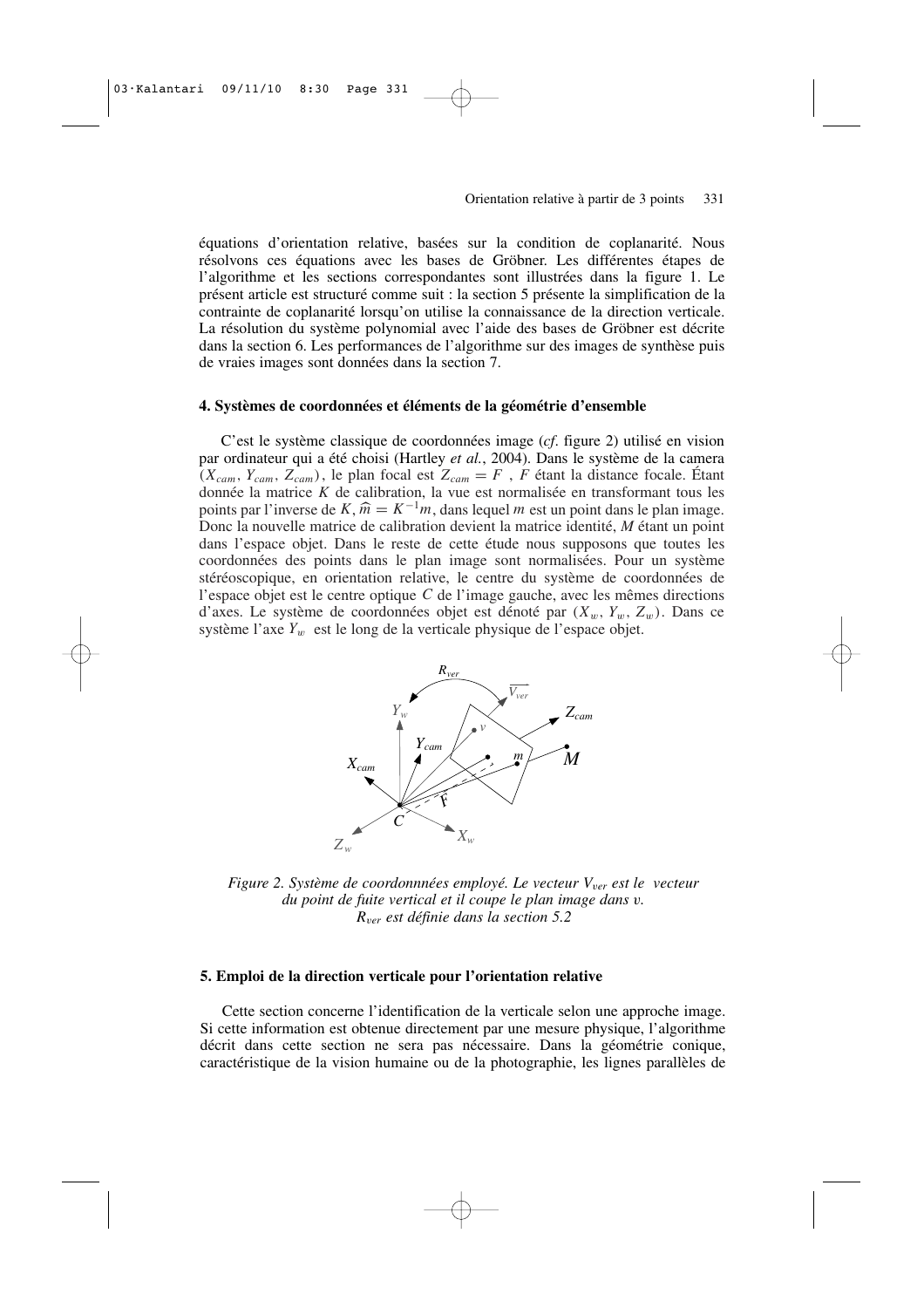équations d'orientation relative, basées sur la condition de coplanarité. Nous résolvons ces équations avec les bases de Gröbner. Les différentes étapes de l'algorithme et les sections correspondantes sont illustrées dans la figure 1. Le présent article est structuré comme suit : la section 5 présente la simplification de la contrainte de coplanarité lorsqu'on utilise la connaissance de la direction verticale. La résolution du système polynomial avec l'aide des bases de Gröbner est décrite dans la section 6. Les performances de l'algorithme sur des images de synthèse puis de vraies images sont données dans la section 7.

## 4. Systèmes de coordonnées et éléments de la géométrie d'ensemble

C'est le système classique de coordonnées image (*cf*. figure 2) utilisé en vision par ordinateur qui a été choisi (Hartley *et al.*, 2004). Dans le système de la camera $(X_{cam}, Y_{cam}, Z_{cam})$, le plan focal est $Z_{cam} = F$ , $F$ étant la distance focale. Étant donnée la matrice $K$ de calibration, la vue est normalisée en transformant tous les points par l'inverse de $K$, $\widehat{m} = K^{-1}m$, dans lequel $m$ est un point dans le plan image. Donc la nouvelle matrice de calibration devient la matrice identité, $M$ étant un point dans l'espace objet. Dans le reste de cette étude nous supposons que toutes les coordonnées des points dans le plan image sont normalisées. Pour un système stéréoscopique, en orientation relative, le centre du système de coordonnées de l'espace objet est le centre optique $C$ de l'image gauche, avec les mêmes directions d'axes. Le système de coordonnées objet est dénoté par $(X_w, Y_w, Z_w)$. Dans ce système l'axe $Y_w$ est le long de la verticale physique de l'espace objet.

*Figure 2. Système de coordonnnées employé. Le vecteur $V_{ver}$ est le vecteur du point de fuite vertical et il coupe le plan image dans v. $R_{ver}$ est définie dans la section 5.2*

## 5. Emploi de la direction verticale pour l'orientation relative

Cette section concerne l'identification de la verticale selon une approche image. Si cette information est obtenue directement par une mesure physique, l'algorithme décrit dans cette section ne sera pas nécessaire. Dans la géométrie conique, caractéristique de la vision humaine ou de la photographie, les lignes parallèles de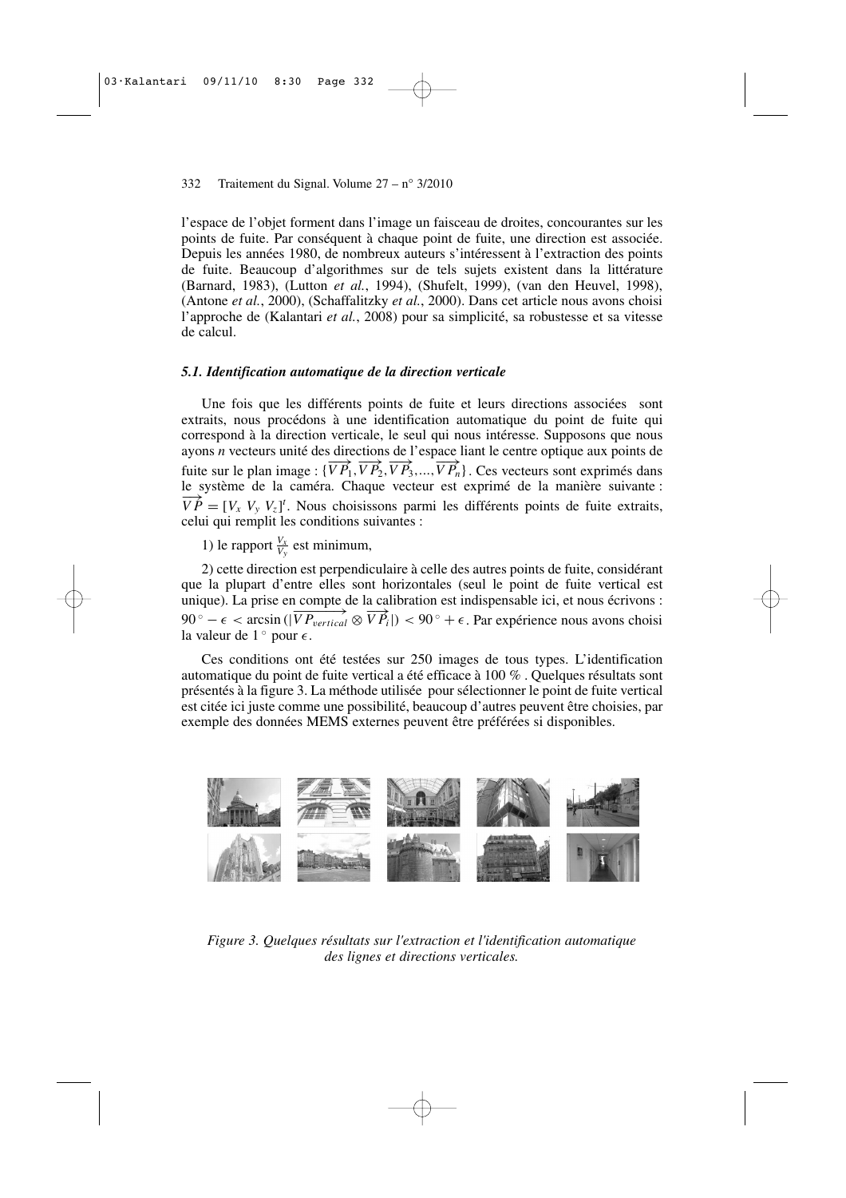l'espace de l'objet forment dans l'image un faisceau de droites, concourantes sur les points de fuite. Par conséquent à chaque point de fuite, une direction est associée. Depuis les années 1980, de nombreux auteurs s'intéressent à l'extraction des points de fuite. Beaucoup d'algorithmes sur de tels sujets existent dans la littérature (Barnard, 1983), (Lutton *et al.*, 1994), (Shufelt, 1999), (van den Heuvel, 1998), (Antone *et al.*, 2000), (Schaffalitzky *et al.*, 2000). Dans cet article nous avons choisi l'approche de (Kalantari *et al.*, 2008) pour sa simplicité, sa robustesse et sa vitesse de calcul.

### *5.1. Identification automatique de la direction verticale*

Une fois que les différents points de fuite et leurs directions associées sont extraits, nous procédons à une identification automatique du point de fuite qui correspond à la direction verticale, le seul qui nous intéresse. Supposons que nous ayons *n* vecteurs unité des directions de l'espace liant le centre optique aux points de fuite sur le plan image : $\{\overrightarrow{VP_1}, \overrightarrow{VP_2}, \overrightarrow{VP_3}, \ldots, \overrightarrow{VP_n}\}$. Ces vecteurs sont exprimés dans le système de la caméra. Chaque vecteur est exprimé de la manière suivante : $\overrightarrow{VP} = [V_x\ V_y\ V_z]^t$. Nous choisissons parmi les différents points de fuite extraits, celui qui remplit les conditions suivantes :

1) le rapport $\frac{V_x}{V_y}$ est minimum,

2) cette direction est perpendiculaire à celle des autres points de fuite, considérant que la plupart d'entre elles sont horizontales (seul le point de fuite vertical est unique). La prise en compte de la calibration est indispensable ici, et nous écrivons : $90^\circ - \epsilon < \arcsin(|\overrightarrow{VP_{vertical}} \otimes \overrightarrow{VP_i}|) < 90^\circ + \epsilon$. Par expérience nous avons choisi la valeur de $1^\circ$ pour $\epsilon$.

Ces conditions ont été testées sur 250 images de tous types. L'identification automatique du point de fuite vertical a été efficace à 100 % . Quelques résultats sont présentés à la figure 3. La méthode utilisée pour sélectionner le point de fuite vertical est citée ici juste comme une possibilité, beaucoup d'autres peuvent être choisies, par exemple des données MEMS externes peuvent être préférées si disponibles.

*Figure 3. Quelques résultats sur l'extraction et l'identification automatique des lignes et directions verticales.*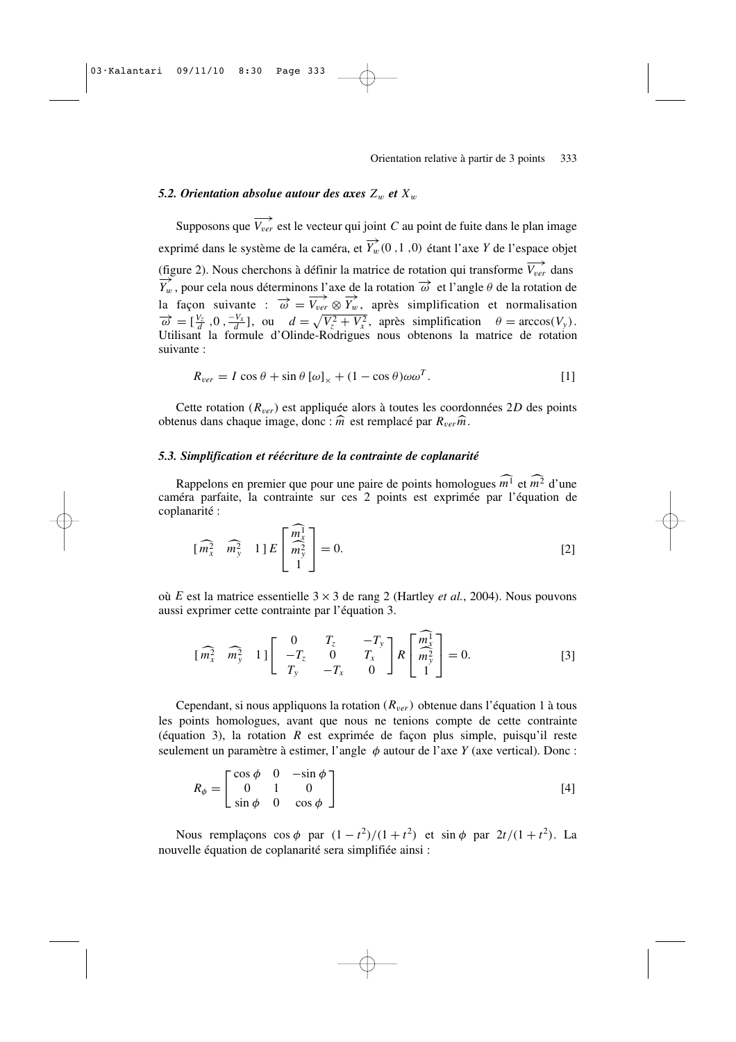### *5.2. Orientation absolue autour des axes $Z_w$ et $X_w$*

Supposons que $\overrightarrow{V_{ver}}$ est le vecteur qui joint $C$ au point de fuite dans le plan image exprimé dans le système de la caméra, et $\overrightarrow{Y_w}(0\ ,1\ ,0)$ étant l'axe $Y$ de l'espace objet (figure 2). Nous cherchons à définir la matrice de rotation qui transforme $\overrightarrow{V_{ver}}$ dans $\overrightarrow{Y_w}$, pour cela nous déterminons l'axe de la rotation $\overrightarrow{\omega}$ et l'angle $\theta$ de la rotation de la façon suivante : $\overrightarrow{\omega} = \overrightarrow{V_{ver}} \otimes \overrightarrow{Y_w}$, après simplification et normalisation $\overrightarrow{\omega} = [\frac{V_z}{d}\ ,0\ ,\frac{-V_x}{d}]$, ou $d = \sqrt{V_z^2 + V_x^2}$, après simplification $\theta = \arccos(V_y)$. Utilisant la formule d'Olinde-Rodrigues nous obtenons la matrice de rotation suivante :

$$R_{ver} = I \cos\theta + \sin\theta\, [\omega]_\times + (1 - \cos\theta)\omega\omega^T. \qquad [1]$$

Cette rotation ($R_{ver}$) est appliquée alors à toutes les coordonnées $2D$ des points obtenus dans chaque image, donc : $\widehat{m}$ est remplacé par $R_{ver}\widehat{m}$.

### *5.3. Simplification et réécriture de la contrainte de coplanarité*

Rappelons en premier que pour une paire de points homologues $\widehat{m^1}$ et $\widehat{m^2}$ d'une caméra parfaite, la contrainte sur ces 2 points est exprimée par l'équation de coplanarité :

$$[\,\widehat{m_x^2} \quad \widehat{m_y^2} \quad 1\,]\, E \begin{bmatrix} \widehat{m_x^1} \\ \widehat{m_y^2} \\ 1 \end{bmatrix} = 0. \qquad [2]$$

où $E$ est la matrice essentielle $3 \times 3$ de rang 2 (Hartley *et al.*, 2004). Nous pouvons aussi exprimer cette contrainte par l'équation 3.

$$[\,\widehat{m_x^2} \quad \widehat{m_y^2} \quad 1\,] \begin{bmatrix} 0 & T_z & -T_y \\ -T_z & 0 & T_x \\ T_y & -T_x & 0 \end{bmatrix} R \begin{bmatrix} \widehat{m_x^1} \\ \widehat{m_y^2} \\ 1 \end{bmatrix} = 0. \qquad [3]$$

Cependant, si nous appliquons la rotation ($R_{ver}$) obtenue dans l'équation 1 à tous les points homologues, avant que nous ne tenions compte de cette contrainte (équation 3), la rotation $R$ est exprimée de façon plus simple, puisqu'il reste seulement un paramètre à estimer, l'angle $\phi$ autour de l'axe $Y$ (axe vertical). Donc :

$$R_\phi = \begin{bmatrix} \cos\phi & 0 & -\sin\phi \\ 0 & 1 & 0 \\ \sin\phi & 0 & \cos\phi \end{bmatrix} \qquad [4]$$

Nous remplaçons $\cos\phi$ par $(1 - t^2)/(1 + t^2)$ et $\sin\phi$ par $2t/(1 + t^2)$. La nouvelle équation de coplanarité sera simplifiée ainsi :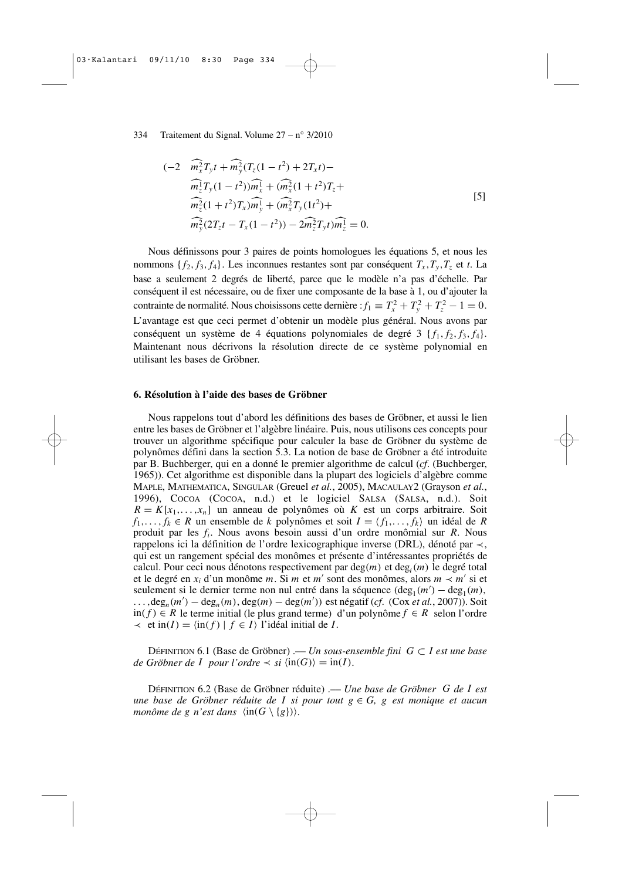$$
\begin{aligned}
(-2 \quad & \widehat{m_x^2} T_y t + \widehat{m_y^2}(T_z(1-t^2) + 2T_x t) - \\
& \widehat{m_z^1} T_y (1-t^2))\widehat{m_x^1} + (\widehat{m_x^2}(1+t^2)T_z + \\
& \widehat{m_z^2}(1+t^2)T_x)\widehat{m_y^1} + (\widehat{m_x^2} T_y (1t^2) + \\
& \widehat{m_y^2}(2T_z t - T_x(1-t^2)) - 2\widehat{m_z^2} T_y t)\widehat{m_z^1} = 0.
\end{aligned} \qquad [5]
$$

Nous définissons pour 3 paires de points homologues les équations 5, et nous les nommons $\{f_2, f_3, f_4\}$. Les inconnues restantes sont par conséquent $T_x, T_y, T_z$ et $t$. La base a seulement 2 degrés de liberté, parce que le modèle n'a pas d'échelle. Par conséquent il est nécessaire, ou de fixer une composante de la base à 1, ou d'ajouter la contrainte de normalité. Nous choisissons cette dernière : $f_1 \equiv T_x^2 + T_y^2 + T_z^2 - 1 = 0$. L'avantage est que ceci permet d'obtenir un modèle plus général. Nous avons par conséquent un système de 4 équations polynomiales de degré 3 $\{f_1, f_2, f_3, f_4\}$. Maintenant nous décrivons la résolution directe de ce système polynomial en utilisant les bases de Gröbner.

## 6. Résolution à l'aide des bases de Gröbner

Nous rappelons tout d'abord les définitions des bases de Gröbner, et aussi le lien entre les bases de Gröbner et l'algèbre linéaire. Puis, nous utilisons ces concepts pour trouver un algorithme spécifique pour calculer la base de Gröbner du système de polynômes défini dans la section 5.3. La notion de base de Gröbner a été introduite par B. Buchberger, qui en a donné le premier algorithme de calcul (*cf.* (Buchberger, 1965)). Cet algorithme est disponible dans la plupart des logiciels d'algèbre comme MAPLE, MATHEMATICA, SINGULAR (Greuel *et al.*, 2005), MACAULAY2 (Grayson *et al.*, 1996), COCOA (COCOA, n.d.) et le logiciel SALSA (SALSA, n.d.). Soit $R = K[x_1, \ldots, x_n]$ un anneau de polynômes où $K$ est un corps arbitraire. Soit $f_1, \ldots, f_k \in R$ un ensemble de $k$ polynômes et soit $I = \langle f_1, \ldots, f_k \rangle$ un idéal de $R$ produit par les $f_i$. Nous avons besoin aussi d'un ordre monômial sur $R$. Nous rappelons ici la définition de l'ordre lexicographique inverse (DRL), dénoté par $\prec$, qui est un rangement spécial des monômes et présente d'intéressantes propriétés de calcul. Pour ceci nous dénotons respectivement par $\deg(m)$ et $\deg_i(m)$ le degré total et le degré en $x_i$ d'un monôme $m$. Si $m$ et $m'$ sont des monômes, alors $m \prec m'$ si et seulement si le dernier terme non nul entré dans la séquence $(\deg_1(m') - \deg_1(m), \ldots, \deg_n(m') - \deg_n(m), \deg(m) - \deg(m'))$ est négatif (*cf.* (Cox *et al.*, 2007)). Soit $\mathrm{in}(f) \in R$ le terme initial (le plus grand terme) d'un polynôme $f \in R$ selon l'ordre $\prec$ et $\mathrm{in}(I) = \langle \mathrm{in}(f) \mid f \in I \rangle$ l'idéal initial de $I$.

DÉFINITION 6.1 (Base de Gröbner) .— *Un sous-ensemble fini $G \subset I$ est une base de Gröbner de $I$ pour l'ordre $\prec$ si $\langle \mathrm{in}(G) \rangle = \mathrm{in}(I)$.*

DÉFINITION 6.2 (Base de Gröbner réduite) .— *Une base de Gröbner $G$ de $I$ est une base de Gröbner réduite de $I$ si pour tout $g \in G$, $g$ est monique et aucun monôme de $g$ n'est dans $\langle \mathrm{in}(G \setminus \{g\}) \rangle$.*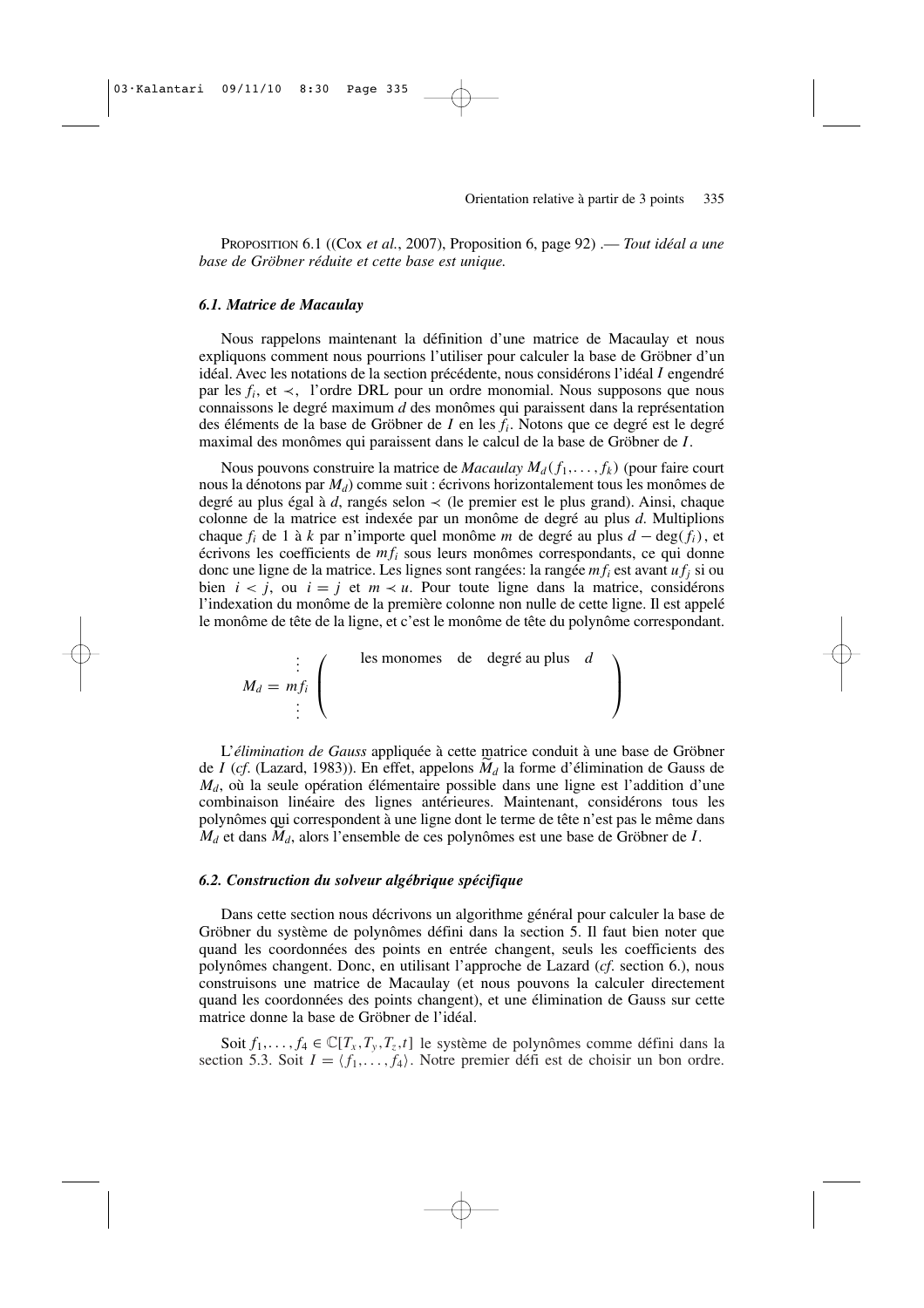PROPOSITION 6.1 ((Cox *et al.*, 2007), Proposition 6, page 92) .— *Tout idéal a une base de Gröbner réduite et cette base est unique.*

### *6.1. Matrice de Macaulay*

Nous rappelons maintenant la définition d'une matrice de Macaulay et nous expliquons comment nous pourrions l'utiliser pour calculer la base de Gröbner d'un idéal. Avec les notations de la section précédente, nous considérons l'idéal $I$ engendré par les $f_i$, et $\prec$, l'ordre DRL pour un ordre monomial. Nous supposons que nous connaissons le degré maximum $d$ des monômes qui paraissent dans la représentation des éléments de la base de Gröbner de $I$ en les $f_i$. Notons que ce degré est le degré maximal des monômes qui paraissent dans le calcul de la base de Gröbner de $I$.

Nous pouvons construire la matrice de *Macaulay* $M_d(f_1, \ldots, f_k)$ (pour faire court nous la dénotons par $M_d$) comme suit : écrivons horizontalement tous les monômes de degré au plus égal à $d$, rangés selon $\prec$ (le premier est le plus grand). Ainsi, chaque colonne de la matrice est indexée par un monôme de degré au plus $d$. Multiplions chaque $f_i$ de 1 à $k$ par n'importe quel monôme $m$ de degré au plus $d - \deg(f_i)$, et écrivons les coefficients de $mf_i$ sous leurs monômes correspondants, ce qui donne donc une ligne de la matrice. Les lignes sont rangées: la rangée $mf_i$ est avant $uf_j$ si ou bien $i < j$, ou $i = j$ et $m \prec u$. Pour toute ligne dans la matrice, considérons l'indexation du monôme de la première colonne non nulle de cette ligne. Il est appelé le monôme de tête de la ligne, et c'est le monôme de tête du polynôme correspondant.

$$M_d = \begin{array}{c} \vdots \\ mf_i \\ \vdots \end{array} \left( \begin{array}{c} \text{les monomes de degré au plus } d \\ \\ \\ \end{array} \right)$$

L'*élimination de Gauss* appliquée à cette matrice conduit à une base de Gröbner de $I$ (*cf.* (Lazard, 1983)). En effet, appelons $\widetilde{M}_d$ la forme d'élimination de Gauss de $M_d$, où la seule opération élémentaire possible dans une ligne est l'addition d'une combinaison linéaire des lignes antérieures. Maintenant, considérons tous les polynômes qui correspondent à une ligne dont le terme de tête n'est pas le même dans $M_d$ et dans $\widetilde{M}_d$, alors l'ensemble de ces polynômes est une base de Gröbner de $I$.

### *6.2. Construction du solveur algébrique spécifique*

Dans cette section nous décrivons un algorithme général pour calculer la base de Gröbner du système de polynômes défini dans la section 5. Il faut bien noter que quand les coordonnées des points en entrée changent, seuls les coefficients des polynômes changent. Donc, en utilisant l'approche de Lazard (*cf.* section 6.), nous construisons une matrice de Macaulay (et nous pouvons la calculer directement quand les coordonnées des points changent), et une élimination de Gauss sur cette matrice donne la base de Gröbner de l'idéal.

Soit $f_1, \ldots, f_4 \in \mathbb{C}[T_x, T_y, T_z, t]$ le système de polynômes comme défini dans la section 5.3. Soit $I = \langle f_1, \ldots, f_4 \rangle$. Notre premier défi est de choisir un bon ordre.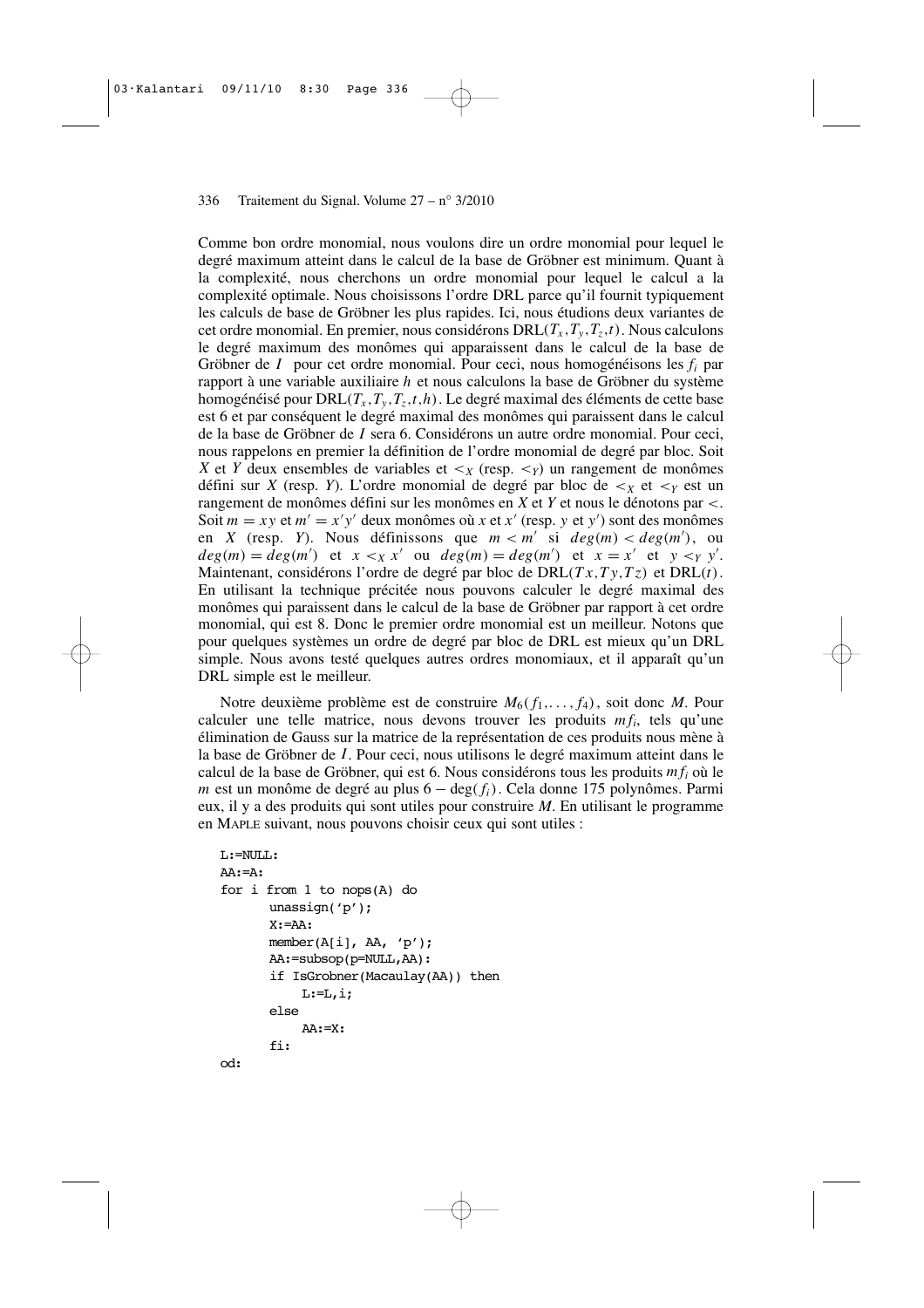Comme bon ordre monomial, nous voulons dire un ordre monomial pour lequel le degré maximum atteint dans le calcul de la base de Gröbner est minimum. Quant à la complexité, nous cherchons un ordre monomial pour lequel le calcul a la complexité optimale. Nous choisissons l'ordre DRL parce qu'il fournit typiquement les calculs de base de Gröbner les plus rapides. Ici, nous étudions deux variantes de cet ordre monomial. En premier, nous considérons $\mathrm{DRL}(T_x, T_y, T_z, t)$. Nous calculons le degré maximum des monômes qui apparaissent dans le calcul de la base de Gröbner de $I$ pour cet ordre monomial. Pour ceci, nous homogénéisons les $f_i$ par rapport à une variable auxiliaire $h$ et nous calculons la base de Gröbner du système homogénéisé pour $\mathrm{DRL}(T_x, T_y, T_z, t, h)$. Le degré maximal des éléments de cette base est 6 et par conséquent le degré maximal des monômes qui paraissent dans le calcul de la base de Gröbner de $I$ sera 6. Considérons un autre ordre monomial. Pour ceci, nous rappelons en premier la définition de l'ordre monomial de degré par bloc. Soit $X$ et $Y$ deux ensembles de variables et $<_X$ (resp. $<_Y$) un rangement de monômes défini sur $X$ (resp. $Y$). L'ordre monomial de degré par bloc de $<_X$ et $<_Y$ est un rangement de monômes défini sur les monômes en $X$ et $Y$ et nous le dénotons par $<$. Soit $m = xy$ et $m' = x'y'$ deux monômes où $x$ et $x'$ (resp. $y$ et $y'$) sont des monômes en $X$ (resp. $Y$). Définissons que $m < m'$ si $deg(m) < deg(m')$, ou $deg(m) = deg(m')$ et $x <_X x'$ ou $deg(m) = deg(m')$ et $x = x'$ et $y <_Y y'$. Maintenant, considérons l'ordre de degré par bloc de $\mathrm{DRL}(Tx, Ty, Tz)$ et $\mathrm{DRL}(t)$. En utilisant la technique précitée nous pouvons calculer le degré maximal des monômes qui paraissent dans le calcul de la base de Gröbner par rapport à cet ordre monomial, qui est 8. Donc le premier ordre monomial est un meilleur. Notons que pour quelques systèmes un ordre de degré par bloc de DRL est mieux qu'un DRL simple. Nous avons testé quelques autres ordres monomiaux, et il apparaît qu'un DRL simple est le meilleur.

Notre deuxième problème est de construire $M_6(f_1, \ldots, f_4)$, soit donc $M$. Pour calculer une telle matrice, nous devons trouver les produits $mf_i$, tels qu'une élimination de Gauss sur la matrice de la représentation de ces produits nous mène à la base de Gröbner de $I$. Pour ceci, nous utilisons le degré maximum atteint dans le calcul de la base de Gröbner, qui est 6. Nous considérons tous les produits $mf_i$ où le $m$ est un monôme de degré au plus $6 - \deg(f_i)$. Cela donne 175 polynômes. Parmi eux, il y a des produits qui sont utiles pour construire $M$. En utilisant le programme en MAPLE suivant, nous pouvons choisir ceux qui sont utiles :

```
L:=NULL:
AA:=A:
for i from 1 to nops(A) do
      unassign('p');
      X:=AA:
      member(A[i], AA, 'p');
      AA:=subsop(p=NULL,AA):
      if IsGrobner(Macaulay(AA)) then
           L:=L,i;
      else
           AA:=X:
      fi:
od:
```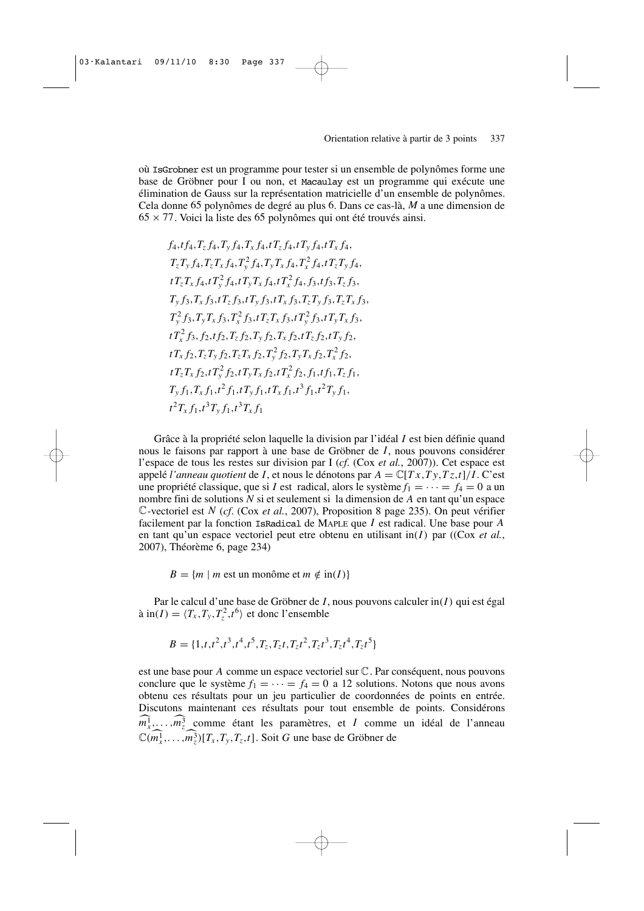où `IsGrobner` est un programme pour tester si un ensemble de polynômes forme une base de Gröbner pour I ou non, et `Macaulay` est un programme qui exécute une élimination de Gauss sur la représentation matricielle d'un ensemble de polynômes. Cela donne 65 polynômes de degré au plus 6. Dans ce cas-là, $M$ a une dimension de $65 \times 77$. Voici la liste des 65 polynômes qui ont été trouvés ainsi.

$$
\begin{aligned}
&f_4, tf_4, T_z f_4, T_y f_4, T_x f_4, tT_z f_4, tT_y f_4, tT_x f_4,\\
&T_z T_y f_4, T_z T_x f_4, T_y^2 f_4, T_y T_x f_4, T_x^2 f_4, tT_z T_y f_4,\\
&tT_z T_x f_4, tT_y^2 f_4, tT_y T_x f_4, tT_x^2 f_4, f_3, tf_3, T_z f_3,\\
&T_y f_3, T_x f_3, tT_z f_3, tT_y f_3, tT_x f_3, T_z T_y f_3, T_z T_x f_3,\\
&T_y^2 f_3, T_y T_x f_3, T_x^2 f_3, tT_z T_x f_3, tT_y^2 f_3, tT_y T_x f_3,\\
&tT_x^2 f_3, f_2, tf_2, T_z f_2, T_y f_2, T_x f_2, tT_z f_2, tT_y f_2,\\
&tT_x f_2, T_z T_y f_2, T_z T_x f_2, T_y^2 f_2, T_y T_x f_2, T_x^2 f_2,\\
&tT_z T_x f_2, tT_y^2 f_2, tT_y T_x f_2, tT_x^2 f_2, f_1, tf_1, T_z f_1,\\
&T_y f_1, T_x f_1, t^2 f_1, tT_y f_1, tT_x f_1, t^3 f_1, t^2 T_y f_1,\\
&t^2 T_x f_1, t^3 T_y f_1, t^3 T_x f_1
\end{aligned}
$$

Grâce à la propriété selon laquelle la division par l'idéal $I$ est bien définie quand nous le faisons par rapport à une base de Gröbner de $I$, nous pouvons considérer l'espace de tous les restes sur division par I (*cf.* (Cox *et al.*, 2007)). Cet espace est appelé *l'anneau quotient* de $I$, et nous le dénotons par $A = \mathbb{C}[Tx, Ty, Tz, t]/I$. C'est une propriété classique, que si $I$ est radical, alors le système $f_1 = \cdots = f_4 = 0$ a un nombre fini de solutions $N$ si et seulement si la dimension de $A$ en tant qu'un espace $\mathbb{C}$-vectoriel est $N$ (*cf.* (Cox *et al.*, 2007), Proposition 8 page 235). On peut vérifier facilement par la fonction `IsRadical` de MAPLE que $I$ est radical. Une base pour $A$ en tant qu'un espace vectoriel peut etre obtenu en utilisant $\text{in}(I)$ par ((Cox *et al.*, 2007), Théorème 6, page 234)

$$B = \{m \mid m \text{ est un monôme et } m \notin \text{in}(I)\}$$

Par le calcul d'une base de Gröbner de $I$, nous pouvons calculer $\text{in}(I)$ qui est égal à $\text{in}(I) = \langle T_x, T_y, T_z^2, t^6 \rangle$ et donc l'ensemble

$$B = \{1, t, t^2, t^3, t^4, t^5, T_z, T_z t, T_z t^2, T_z t^3, T_z t^4, T_z t^5\}$$

est une base pour $A$ comme un espace vectoriel sur $\mathbb{C}$. Par conséquent, nous pouvons conclure que le système $f_1 = \cdots = f_4 = 0$ a 12 solutions. Notons que nous avons obtenu ces résultats pour un jeu particulier de coordonnées de points en entrée. Discutons maintenant ces résultats pour tout ensemble de points. Considérons $\widehat{m_x^1}, \ldots, \widehat{m_z^3}$ comme étant les paramètres, et $I$ comme un idéal de l'anneau $\mathbb{C}(\widehat{m_x^1}, \ldots, \widehat{m_z^3})[T_x, T_y, T_z, t]$. Soit $G$ une base de Gröbner de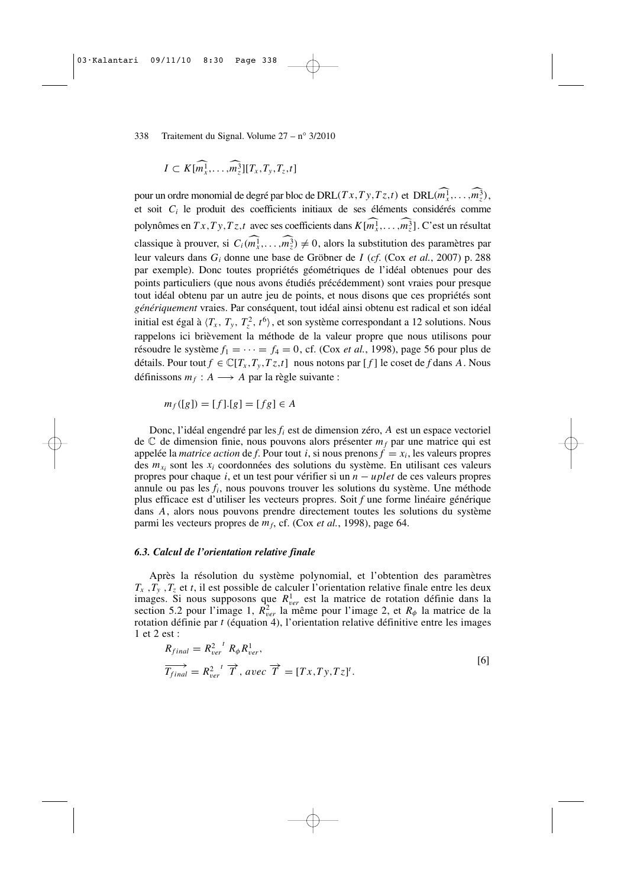$$I \subset K[\widehat{m_x^1}, \ldots, \widehat{m_z^3}][T_x, T_y, T_z, t]$$

pour un ordre monomial de degré par bloc de DRL$(Tx, Ty, Tz, t)$ et DRL$(\widehat{m_x^1}, \ldots, \widehat{m_z^3})$, et soit $C_i$ le produit des coefficients initiaux de ses éléments considérés comme polynômes en $Tx, Ty, Tz, t$ avec ses coefficients dans $K[\widehat{m_x^1}, \ldots, \widehat{m_z^3}]$. C'est un résultat classique à prouver, si $C_i(\widehat{m_x^1}, \ldots, \widehat{m_z^3}) \neq 0$, alors la substitution des paramètres par leur valeurs dans $G_i$ donne une base de Gröbner de $I$ (*cf.* (Cox *et al.*, 2007) p. 288 par exemple). Donc toutes propriétés géométriques de l'idéal obtenues pour des points particuliers (que nous avons étudiés précédemment) sont vraies pour presque tout idéal obtenu par un autre jeu de points, et nous disons que ces propriétés sont *génériquement* vraies. Par conséquent, tout idéal ainsi obtenu est radical et son idéal initial est égal à $\langle T_x, T_y, T_z^2, t^6 \rangle$, et son système correspondant a 12 solutions. Nous rappelons ici brièvement la méthode de la valeur propre que nous utilisons pour résoudre le système $f_1 = \cdots = f_4 = 0$, cf. (Cox *et al.*, 1998), page 56 pour plus de détails. Pour tout $f \in \mathbb{C}[T_x, T_y, Tz, t]$ nous notons par $[f]$ le coset de $f$ dans $A$. Nous définissons $m_f : A \longrightarrow A$ par la règle suivante :

$$m_f([g]) = [f].[g] = [fg] \in A$$

Donc, l'idéal engendré par les $f_i$ est de dimension zéro, $A$ est un espace vectoriel de $\mathbb{C}$ de dimension finie, nous pouvons alors présenter $m_f$ par une matrice qui est appelée la *matrice action* de *f*. Pour tout $i$, si nous prenons $f = x_i$, les valeurs propres des $m_{x_i}$ sont les $x_i$ coordonnées des solutions du système. En utilisant ces valeurs propres pour chaque $i$, et un test pour vérifier si un $n-uplet$ de ces valeurs propres annule ou pas les $f_i$, nous pouvons trouver les solutions du système. Une méthode plus efficace est d'utiliser les vecteurs propres. Soit $f$ une forme linéaire générique dans $A$, alors nous pouvons prendre directement toutes les solutions du système parmi les vecteurs propres de $m_f$, cf. (Cox *et al.*, 1998), page 64.

### *6.3. Calcul de l'orientation relative finale*

Après la résolution du système polynomial, et l'obtention des paramètres $T_x$, $T_y$, $T_z$ et $t$, il est possible de calculer l'orientation relative finale entre les deux images. Si nous supposons que $R_{ver}^1$ est la matrice de rotation définie dans la section 5.2 pour l'image 1, $R_{ver}^2$ la même pour l'image 2, et $R_\phi$ la matrice de la rotation définie par $t$ (équation 4), l'orientation relative définitive entre les images 1 et 2 est :

$$\begin{aligned} R_{final} &= R_{ver}^{2\;t} R_\phi R_{ver}^1, \\ \overrightarrow{T_{final}} &= R_{ver}^{2\;t} \overrightarrow{T}, \; avec \; \overrightarrow{T} = [Tx, Ty, Tz]^t. \end{aligned} \qquad [6]$$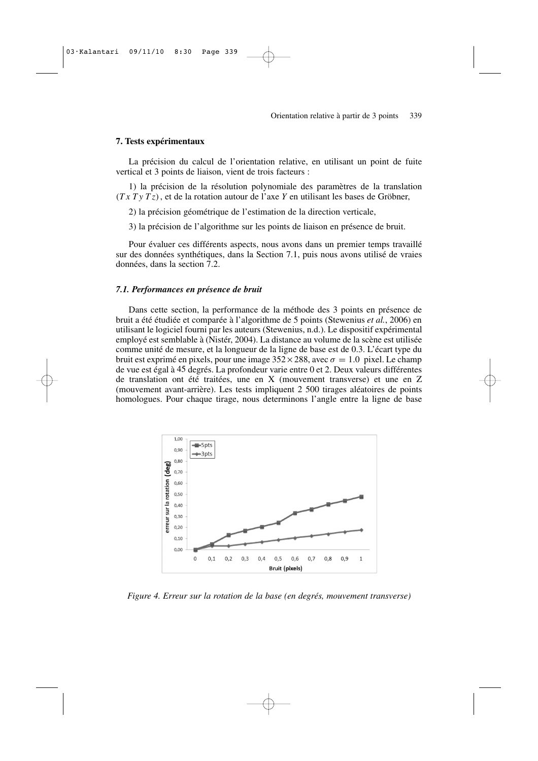## 7. Tests expérimentaux

La précision du calcul de l'orientation relative, en utilisant un point de fuite vertical et 3 points de liaison, vient de trois facteurs :

1) la précision de la résolution polynomiale des paramètres de la translation $(Tx\ Ty\ Tz)$, et de la rotation autour de l'axe $Y$ en utilisant les bases de Gröbner,

2) la précision géométrique de l'estimation de la direction verticale,

3) la précision de l'algorithme sur les points de liaison en présence de bruit.

Pour évaluer ces différents aspects, nous avons dans un premier temps travaillé sur des données synthétiques, dans la Section 7.1, puis nous avons utilisé de vraies données, dans la section 7.2.

### *7.1. Performances en présence de bruit*

Dans cette section, la performance de la méthode des 3 points en présence de bruit a été étudiée et comparée à l'algorithme de 5 points (Stewenius *et al.*, 2006) en utilisant le logiciel fourni par les auteurs (Stewenius, n.d.). Le dispositif expérimental employé est semblable à (Nistér, 2004). La distance au volume de la scène est utilisée comme unité de mesure, et la longueur de la ligne de base est de 0.3. L'écart type du bruit est exprimé en pixels, pour une image $352 \times 288$, avec $\sigma = 1.0$ pixel. Le champ de vue est égal à 45 degrés. La profondeur varie entre 0 et 2. Deux valeurs différentes de translation ont été traitées, une en X (mouvement transverse) et une en Z (mouvement avant-arrière). Les tests impliquent 2 500 tirages aléatoires de points homologues. Pour chaque tirage, nous determinons l'angle entre la ligne de base

*Figure 4. Erreur sur la rotation de la base (en degrés, mouvement transverse)*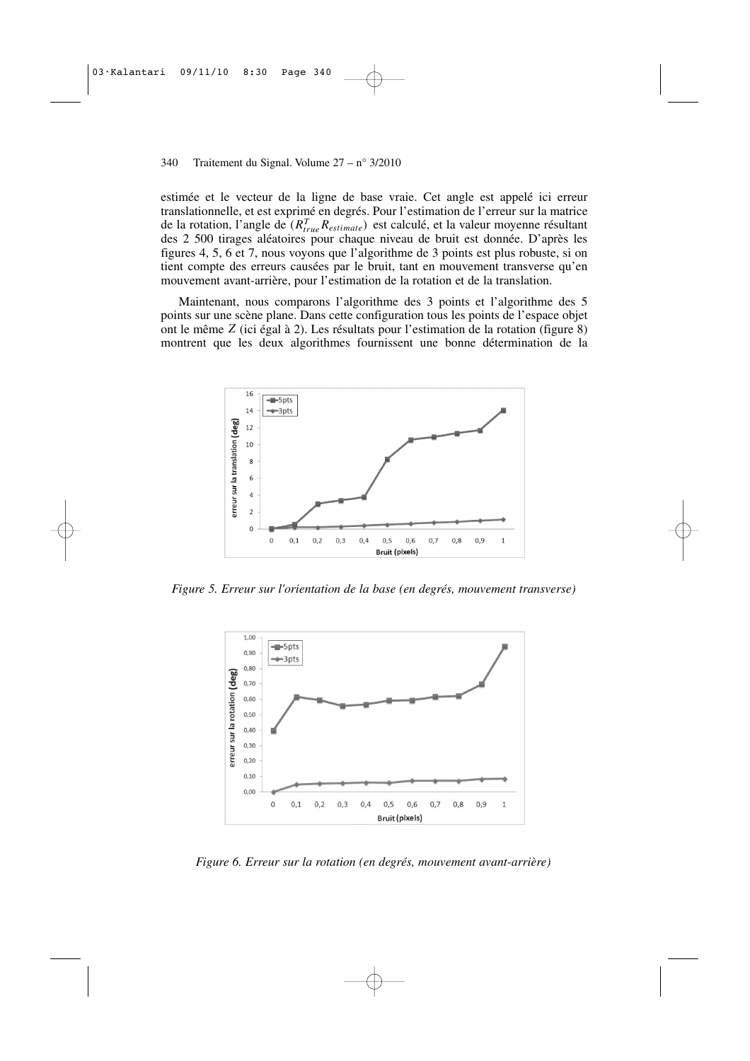estimée et le vecteur de la ligne de base vraie. Cet angle est appelé ici erreur translationnelle, et est exprimé en degrés. Pour l'estimation de l'erreur sur la matrice de la rotation, l'angle de $(R_{true}^T R_{estimate})$ est calculé, et la valeur moyenne résultant des 2 500 tirages aléatoires pour chaque niveau de bruit est donnée. D'après les figures 4, 5, 6 et 7, nous voyons que l'algorithme de 3 points est plus robuste, si on tient compte des erreurs causées par le bruit, tant en mouvement transverse qu'en mouvement avant-arrière, pour l'estimation de la rotation et de la translation.

Maintenant, nous comparons l'algorithme des 3 points et l'algorithme des 5 points sur une scène plane. Dans cette configuration tous les points de l'espace objet ont le même $Z$ (ici égal à 2). Les résultats pour l'estimation de la rotation (figure 8) montrent que les deux algorithmes fournissent une bonne détermination de la

*Figure 5. Erreur sur l'orientation de la base (en degrés, mouvement transverse)*

*Figure 6. Erreur sur la rotation (en degrés, mouvement avant-arrière)*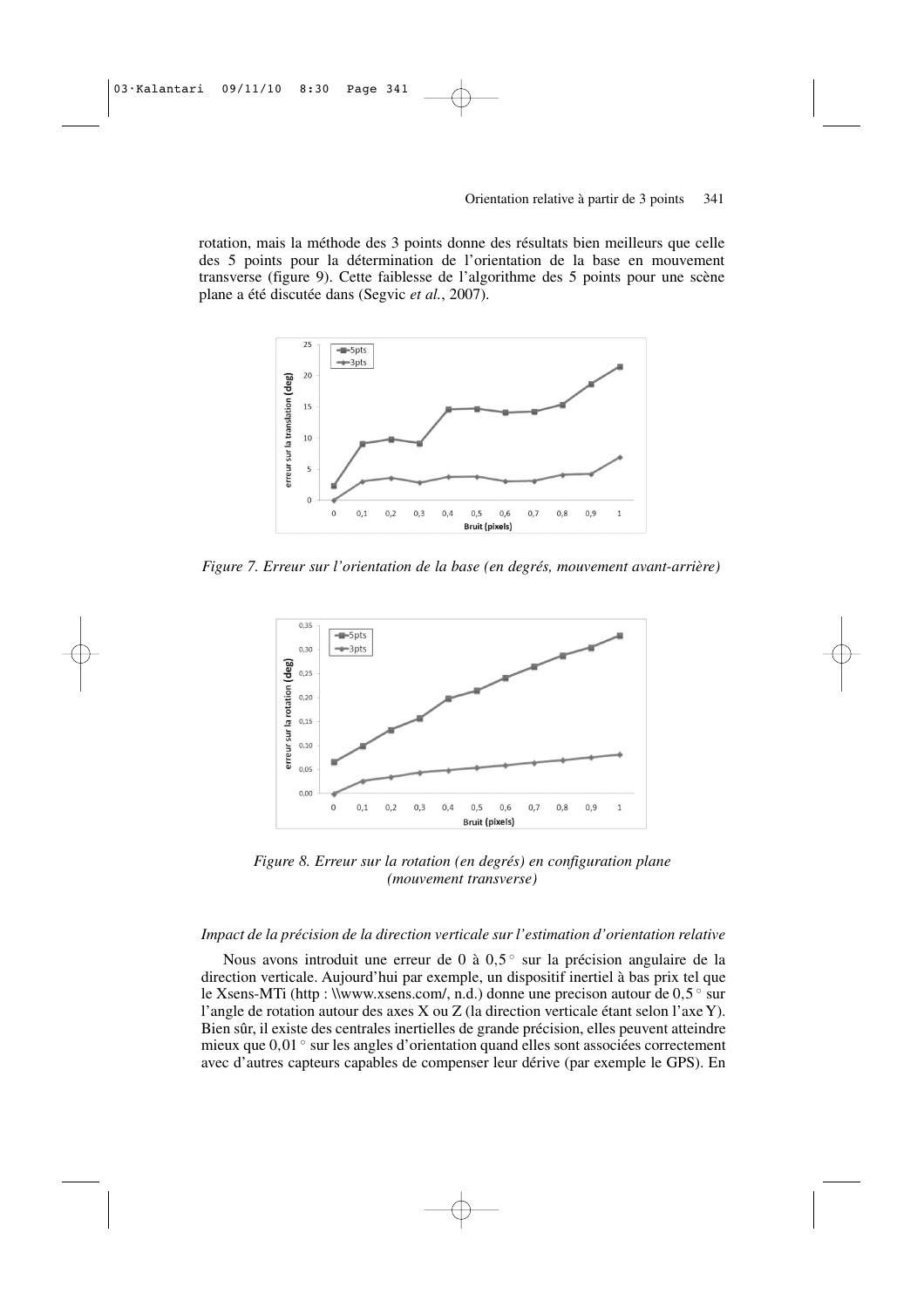rotation, mais la méthode des 3 points donne des résultats bien meilleurs que celle des 5 points pour la détermination de l'orientation de la base en mouvement transverse (figure 9). Cette faiblesse de l'algorithme des 5 points pour une scène plane a été discutée dans (Segvic *et al.*, 2007).

*Figure 7. Erreur sur l'orientation de la base (en degrés, mouvement avant-arrière)*

*Figure 8. Erreur sur la rotation (en degrés) en configuration plane (mouvement transverse)*

*Impact de la précision de la direction verticale sur l'estimation d'orientation relative*

Nous avons introduit une erreur de 0 à 0,5 ° sur la précision angulaire de la direction verticale. Aujourd'hui par exemple, un dispositif inertiel à bas prix tel que le Xsens-MTi (http : \\www.xsens.com/, n.d.) donne une precison autour de 0,5 ° sur l'angle de rotation autour des axes X ou Z (la direction verticale étant selon l'axe Y). Bien sûr, il existe des centrales inertielles de grande précision, elles peuvent atteindre mieux que 0,01 ° sur les angles d'orientation quand elles sont associées correctement avec d'autres capteurs capables de compenser leur dérive (par exemple le GPS). En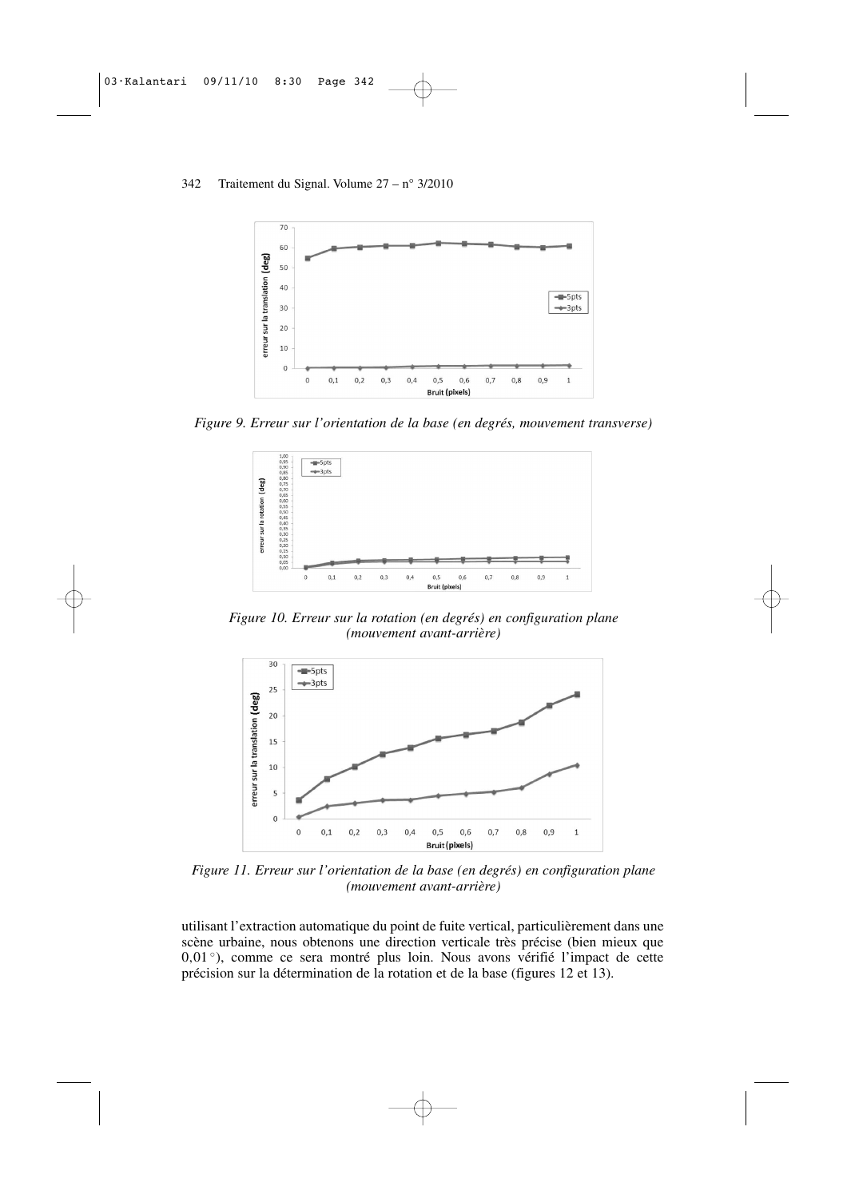*Figure 9. Erreur sur l'orientation de la base (en degrés, mouvement transverse)*

*Figure 10. Erreur sur la rotation (en degrés) en configuration plane (mouvement avant-arrière)*

*Figure 11. Erreur sur l'orientation de la base (en degrés) en configuration plane (mouvement avant-arrière)*

utilisant l'extraction automatique du point de fuite vertical, particulièrement dans une scène urbaine, nous obtenons une direction verticale très précise (bien mieux que 0,01 °), comme ce sera montré plus loin. Nous avons vérifié l'impact de cette précision sur la détermination de la rotation et de la base (figures 12 et 13).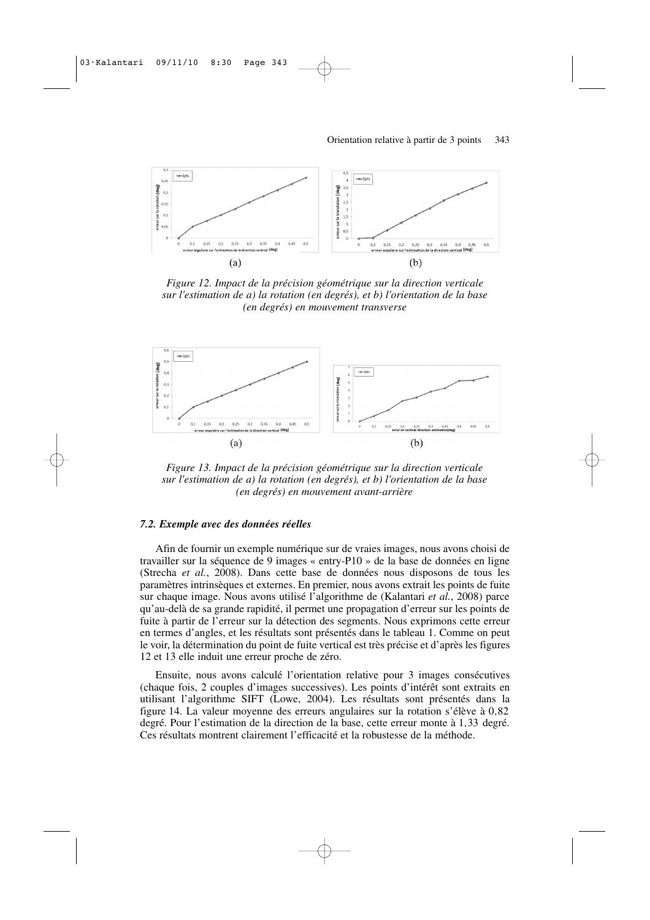(a) (b)

*Figure 12. Impact de la précision géométrique sur la direction verticale sur l'estimation de a) la rotation (en degrés), et b) l'orientation de la base (en degrés) en mouvement transverse*

(a) (b)

*Figure 13. Impact de la précision géométrique sur la direction verticale sur l'estimation de a) la rotation (en degrés), et b) l'orientation de la base (en degrés) en mouvement avant-arrière*

### *7.2. Exemple avec des données réelles*

Afin de fournir un exemple numérique sur de vraies images, nous avons choisi de travailler sur la séquence de 9 images « entry-P10 » de la base de données en ligne (Strecha *et al.*, 2008). Dans cette base de données nous disposons de tous les paramètres intrinsèques et externes. En premier, nous avons extrait les points de fuite sur chaque image. Nous avons utilisé l'algorithme de (Kalantari *et al.*, 2008) parce qu'au-delà de sa grande rapidité, il permet une propagation d'erreur sur les points de fuite à partir de l'erreur sur la détection des segments. Nous exprimons cette erreur en termes d'angles, et les résultats sont présentés dans le tableau 1. Comme on peut le voir, la détermination du point de fuite vertical est très précise et d'après les figures 12 et 13 elle induit une erreur proche de zéro.

Ensuite, nous avons calculé l'orientation relative pour 3 images consécutives (chaque fois, 2 couples d'images successives). Les points d'intérêt sont extraits en utilisant l'algorithme SIFT (Lowe, 2004). Les résultats sont présentés dans la figure 14. La valeur moyenne des erreurs angulaires sur la rotation s'élève à 0,82 degré. Pour l'estimation de la direction de la base, cette erreur monte à 1,33 degré. Ces résultats montrent clairement l'efficacité et la robustesse de la méthode.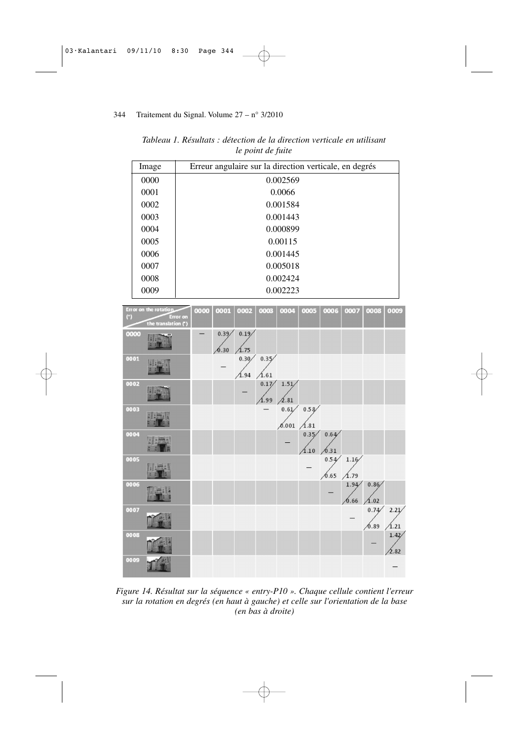*Tableau 1. Résultats : détection de la direction verticale en utilisant le point de fuite*

| Image | Erreur angulaire sur la direction verticale, en degrés |
|---|---|
| 0000 | 0.002569 |
| 0001 | 0.0066 |
| 0002 | 0.001584 |
| 0003 | 0.001443 |
| 0004 | 0.000899 |
| 0005 | 0.00115 |
| 0006 | 0.001445 |
| 0007 | 0.005018 |
| 0008 | 0.002424 |
| 0009 | 0.002223 |

| Error on the rotation (°) / Error on the translation (°) | 0000 | 0001 | 0002 | 0003 | 0004 | 0005 | 0006 | 0007 | 0008 | 0009 |
|---|---|---|---|---|---|---|---|---|---|---|
| 0000 | – | 0.39 / 0.30 | 0.19 / 1.75 | | | | | | | |
| 0001 | | – | 0.30 / 1.94 | 0.35 / 1.61 | | | | | | |
| 0002 | | | – | 0.17 / 1.99 | 1.51 / 2.81 | | | | | |
| 0003 | | | | – | 0.61 / 0.001 | 0.58 / 1.81 | | | | |
| 0004 | | | | | – | 0.35 / 1.10 | 0.64 / 0.31 | | | |
| 0005 | | | | | | – | 0.54 / 0.65 | 1.16 / 1.79 | | |
| 0006 | | | | | | | – | 1.94 / 0.66 | 0.86 / 1.02 | |
| 0007 | | | | | | | | – | 0.74 / 0.89 | 2.21 / 1.21 |
| 0008 | | | | | | | | | – | 1.42 / 2.82 |
| 0009 | | | | | | | | | | – |

*Figure 14. Résultat sur la séquence « entry-P10 ». Chaque cellule contient l'erreur sur la rotation en degrés (en haut à gauche) et celle sur l'orientation de la base (en bas à droite)*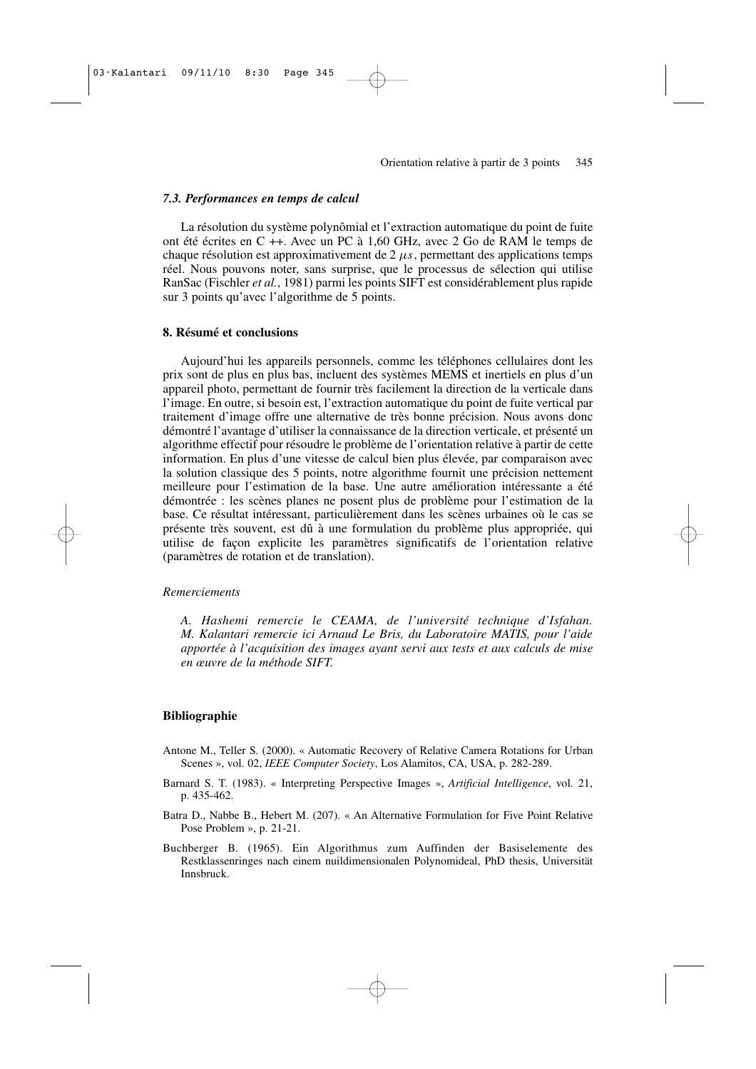### *7.3. Performances en temps de calcul*

La résolution du système polynômial et l'extraction automatique du point de fuite ont été écrites en C ++. Avec un PC à 1,60 GHz, avec 2 Go de RAM le temps de chaque résolution est approximativement de 2 $\mu s$, permettant des applications temps réel. Nous pouvons noter, sans surprise, que le processus de sélection qui utilise RanSac (Fischler *et al.*, 1981) parmi les points SIFT est considérablement plus rapide sur 3 points qu'avec l'algorithme de 5 points.

## 8. Résumé et conclusions

Aujourd'hui les appareils personnels, comme les téléphones cellulaires dont les prix sont de plus en plus bas, incluent des systèmes MEMS et inertiels en plus d'un appareil photo, permettant de fournir très facilement la direction de la verticale dans l'image. En outre, si besoin est, l'extraction automatique du point de fuite vertical par traitement d'image offre une alternative de très bonne précision. Nous avons donc démontré l'avantage d'utiliser la connaissance de la direction verticale, et présenté un algorithme effectif pour résoudre le problème de l'orientation relative à partir de cette information. En plus d'une vitesse de calcul bien plus élevée, par comparaison avec la solution classique des 5 points, notre algorithme fournit une précision nettement meilleure pour l'estimation de la base. Une autre amélioration intéressante a été démontrée : les scènes planes ne posent plus de problème pour l'estimation de la base. Ce résultat intéressant, particulièrement dans les scènes urbaines où le cas se présente très souvent, est dû à une formulation du problème plus appropriée, qui utilise de façon explicite les paramètres significatifs de l'orientation relative (paramètres de rotation et de translation).

*Remerciements*

*A. Hashemi remercie le CEAMA, de l'université technique d'Isfahan. M. Kalantari remercie ici Arnaud Le Bris, du Laboratoire MATIS, pour l'aide apportée à l'acquisition des images ayant servi aux tests et aux calculs de mise en œuvre de la méthode SIFT.*

## Bibliographie

Antone M., Teller S. (2000). « Automatic Recovery of Relative Camera Rotations for Urban Scenes », vol. 02, *IEEE Computer Society*, Los Alamitos, CA, USA, p. 282-289.

Barnard S. T. (1983). « Interpreting Perspective Images », *Artificial Intelligence*, vol. 21, p. 435-462.

Batra D., Nabbe B., Hebert M. (207). « An Alternative Formulation for Five Point Relative Pose Problem », p. 21-21.

Buchberger B. (1965). Ein Algorithmus zum Auffinden der Basiselemente des Restklassenringes nach einem nuildimensionalen Polynomideal, PhD thesis, Universität Innsbruck.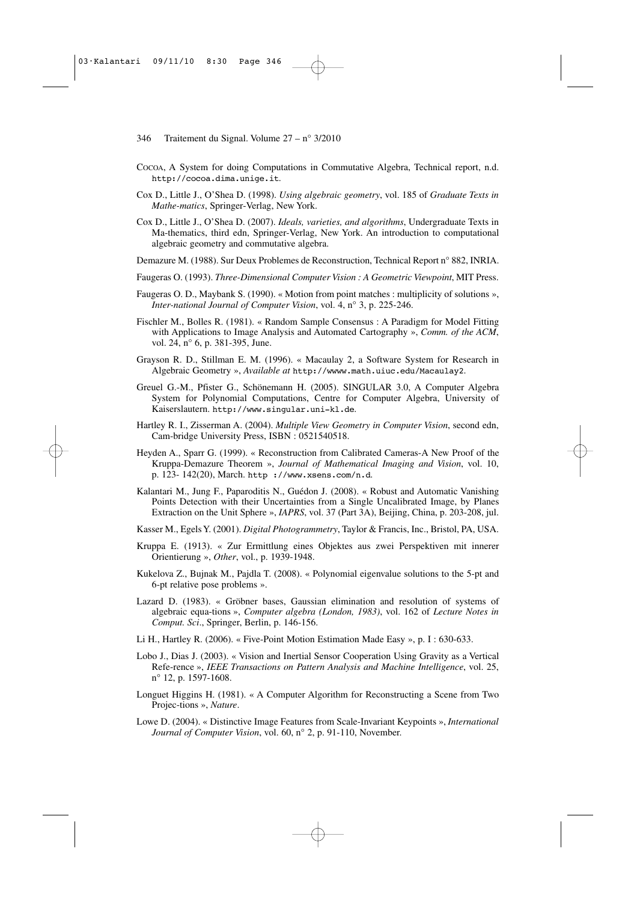COCOA, A System for doing Computations in Commutative Algebra, Technical report, n.d. http://cocoa.dima.unige.it.

Cox D., Little J., O'Shea D. (1998). *Using algebraic geometry*, vol. 185 of *Graduate Texts in Mathe-matics*, Springer-Verlag, New York.

Cox D., Little J., O'Shea D. (2007). *Ideals, varieties, and algorithms*, Undergraduate Texts in Ma-thematics, third edn, Springer-Verlag, New York. An introduction to computational algebraic geometry and commutative algebra.

Demazure M. (1988). Sur Deux Problemes de Reconstruction, Technical Report n° 882, INRIA.

Faugeras O. (1993). *Three-Dimensional Computer Vision : A Geometric Viewpoint*, MIT Press.

Faugeras O. D., Maybank S. (1990). « Motion from point matches : multiplicity of solutions », *Inter-national Journal of Computer Vision*, vol. 4, n° 3, p. 225-246.

Fischler M., Bolles R. (1981). « Random Sample Consensus : A Paradigm for Model Fitting with Applications to Image Analysis and Automated Cartography », *Comm. of the ACM*, vol. 24, n° 6, p. 381-395, June.

Grayson R. D., Stillman E. M. (1996). « Macaulay 2, a Software System for Research in Algebraic Geometry », *Available at* http://wwww.math.uiuc.edu/Macaulay2.

Greuel G.-M., Pfister G., Schönemann H. (2005). SINGULAR 3.0, A Computer Algebra System for Polynomial Computations, Centre for Computer Algebra, University of Kaiserslautern. http://www.singular.uni-kl.de.

Hartley R. I., Zisserman A. (2004). *Multiple View Geometry in Computer Vision*, second edn, Cam-bridge University Press, ISBN : 0521540518.

Heyden A., Sparr G. (1999). « Reconstruction from Calibrated Cameras-A New Proof of the Kruppa-Demazure Theorem », *Journal of Mathematical Imaging and Vision*, vol. 10, p. 123- 142(20), March. http ://www.xsens.com/n.d.

Kalantari M., Jung F., Paparoditis N., Guédon J. (2008). « Robust and Automatic Vanishing Points Detection with their Uncertainties from a Single Uncalibrated Image, by Planes Extraction on the Unit Sphere », *IAPRS*, vol. 37 (Part 3A), Beijing, China, p. 203-208, jul.

Kasser M., Egels Y. (2001). *Digital Photogrammetry*, Taylor & Francis, Inc., Bristol, PA, USA.

Kruppa E. (1913). « Zur Ermittlung eines Objektes aus zwei Perspektiven mit innerer Orientierung », *Other*, vol., p. 1939-1948.

Kukelova Z., Bujnak M., Pajdla T. (2008). « Polynomial eigenvalue solutions to the 5-pt and 6-pt relative pose problems ».

Lazard D. (1983). « Gröbner bases, Gaussian elimination and resolution of systems of algebraic equa-tions », *Computer algebra (London, 1983)*, vol. 162 of *Lecture Notes in Comput. Sci*., Springer, Berlin, p. 146-156.

Li H., Hartley R. (2006). « Five-Point Motion Estimation Made Easy », p. I : 630-633.

Lobo J., Dias J. (2003). « Vision and Inertial Sensor Cooperation Using Gravity as a Vertical Refe-rence », *IEEE Transactions on Pattern Analysis and Machine Intelligence*, vol. 25, n° 12, p. 1597-1608.

Longuet Higgins H. (1981). « A Computer Algorithm for Reconstructing a Scene from Two Projec-tions », *Nature*.

Lowe D. (2004). « Distinctive Image Features from Scale-Invariant Keypoints », *International Journal of Computer Vision*, vol. 60, n° 2, p. 91-110, November.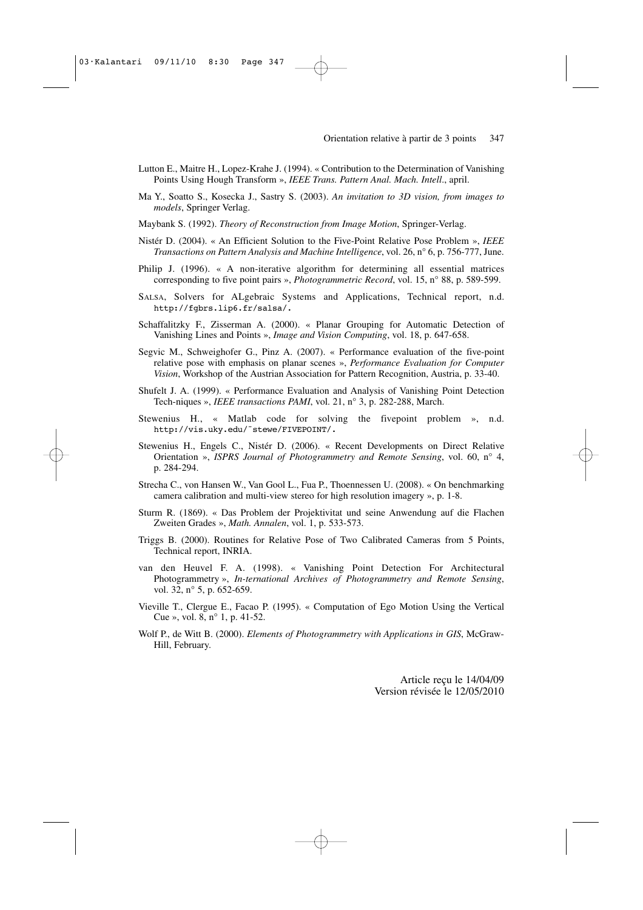Lutton E., Maitre H., Lopez-Krahe J. (1994). « Contribution to the Determination of Vanishing Points Using Hough Transform », *IEEE Trans. Pattern Anal. Mach. Intell.*, april.

Ma Y., Soatto S., Kosecka J., Sastry S. (2003). *An invitation to 3D vision, from images to models*, Springer Verlag.

Maybank S. (1992). *Theory of Reconstruction from Image Motion*, Springer-Verlag.

Nistér D. (2004). « An Efficient Solution to the Five-Point Relative Pose Problem », *IEEE Transactions on Pattern Analysis and Machine Intelligence*, vol. 26, n° 6, p. 756-777, June.

Philip J. (1996). « A non-iterative algorithm for determining all essential matrices corresponding to five point pairs », *Photogrammetric Record*, vol. 15, n° 88, p. 589-599.

SALSA, Solvers for ALgebraic Systems and Applications, Technical report, n.d. http://fgbrs.lip6.fr/salsa/.

Schaffalitzky F., Zisserman A. (2000). « Planar Grouping for Automatic Detection of Vanishing Lines and Points », *Image and Vision Computing*, vol. 18, p. 647-658.

Segvic M., Schweighofer G., Pinz A. (2007). « Performance evaluation of the five-point relative pose with emphasis on planar scenes », *Performance Evaluation for Computer Vision*, Workshop of the Austrian Association for Pattern Recognition, Austria, p. 33-40.

Shufelt J. A. (1999). « Performance Evaluation and Analysis of Vanishing Point Detection Tech-niques », *IEEE transactions PAMI*, vol. 21, n° 3, p. 282-288, March.

Stewenius H., « Matlab code for solving the fivepoint problem », n.d. http://vis.uky.edu/~stewe/FIVEPOINT/.

Stewenius H., Engels C., Nistér D. (2006). « Recent Developments on Direct Relative Orientation », *ISPRS Journal of Photogrammetry and Remote Sensing*, vol. 60, n° 4, p. 284-294.

Strecha C., von Hansen W., Van Gool L., Fua P., Thoennessen U. (2008). « On benchmarking camera calibration and multi-view stereo for high resolution imagery », p. 1-8.

Sturm R. (1869). « Das Problem der Projektivitat und seine Anwendung auf die Flachen Zweiten Grades », *Math. Annalen*, vol. 1, p. 533-573.

Triggs B. (2000). Routines for Relative Pose of Two Calibrated Cameras from 5 Points, Technical report, INRIA.

van den Heuvel F. A. (1998). « Vanishing Point Detection For Architectural Photogrammetry », *In-ternational Archives of Photogrammetry and Remote Sensing*, vol. 32, n° 5, p. 652-659.

Vieville T., Clergue E., Facao P. (1995). « Computation of Ego Motion Using the Vertical Cue », vol. 8, n° 1, p. 41-52.

Wolf P., de Witt B. (2000). *Elements of Photogrammetry with Applications in GIS*, McGraw-Hill, February.

Article reçu le 14/04/09
Version révisée le 12/05/2010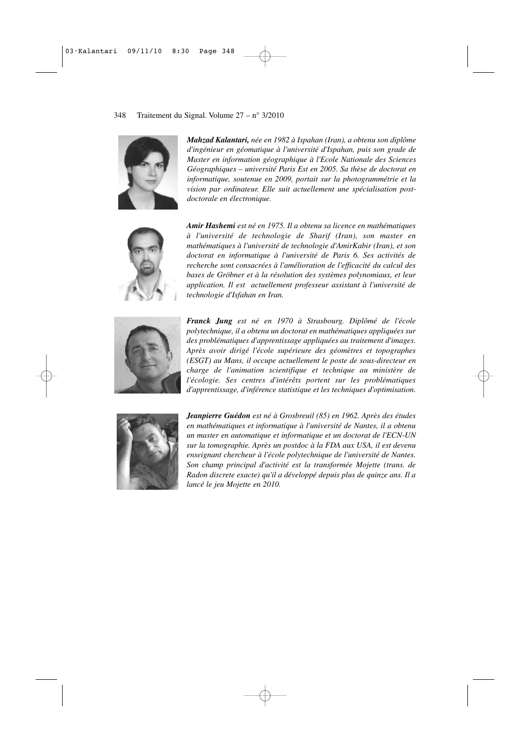***Mahzad Kalantari,*** *née en 1982 à Ispahan (Iran), a obtenu son diplôme d'ingénieur en géomatique à l'université d'Ispahan, puis son grade de Master en information géographique à l'Ecole Nationale des Sciences Géographiques – université Paris Est en 2005. Sa thèse de doctorat en informatique, soutenue en 2009, portait sur la photogrammétrie et la vision par ordinateur. Elle suit actuellement une spécialisation post-doctorale en électronique.*

***Amir Hashemi*** *est né en 1975. Il a obtenu sa licence en mathématiques à l'université de technologie de Sharif (Iran), son master en mathématiques à l'université de technologie d'AmirKabir (Iran), et son doctorat en informatique à l'université de Paris 6. Ses activités de recherche sont consacrées à l'amélioration de l'efficacité du calcul des bases de Gröbner et à la résolution des systèmes polynomiaux, et leur application. Il est actuellement professeur assistant à l'université de technologie d'Isfahan en Iran.*

***Franck Jung*** *est né en 1970 à Strasbourg. Diplômé de l'école polytechnique, il a obtenu un doctorat en mathématiques appliquées sur des problématiques d'apprentissage appliquées au traitement d'images. Après avoir dirigé l'école supérieure des géomètres et topographes (ESGT) au Mans, il occupe actuellement le poste de sous-directeur en charge de l'animation scientifique et technique au ministère de l'écologie. Ses centres d'intérêts portent sur les problématiques d'apprentissage, d'inférence statistique et les techniques d'optimisation.*

***Jeanpierre Guédon*** *est né à Grosbreuil (85) en 1962. Après des études en mathématiques et informatique à l'université de Nantes, il a obtenu un master en automatique et informatique et un doctorat de l'ECN-UN sur la tomographie. Après un postdoc à la FDA aux USA, il est devenu enseignant chercheur à l'école polytechnique de l'université de Nantes. Son champ principal d'activité est la transformée Mojette (trans. de Radon discrete exacte) qu'il a développé depuis plus de quinze ans. Il a lancé le jeu Mojette en 2010.*